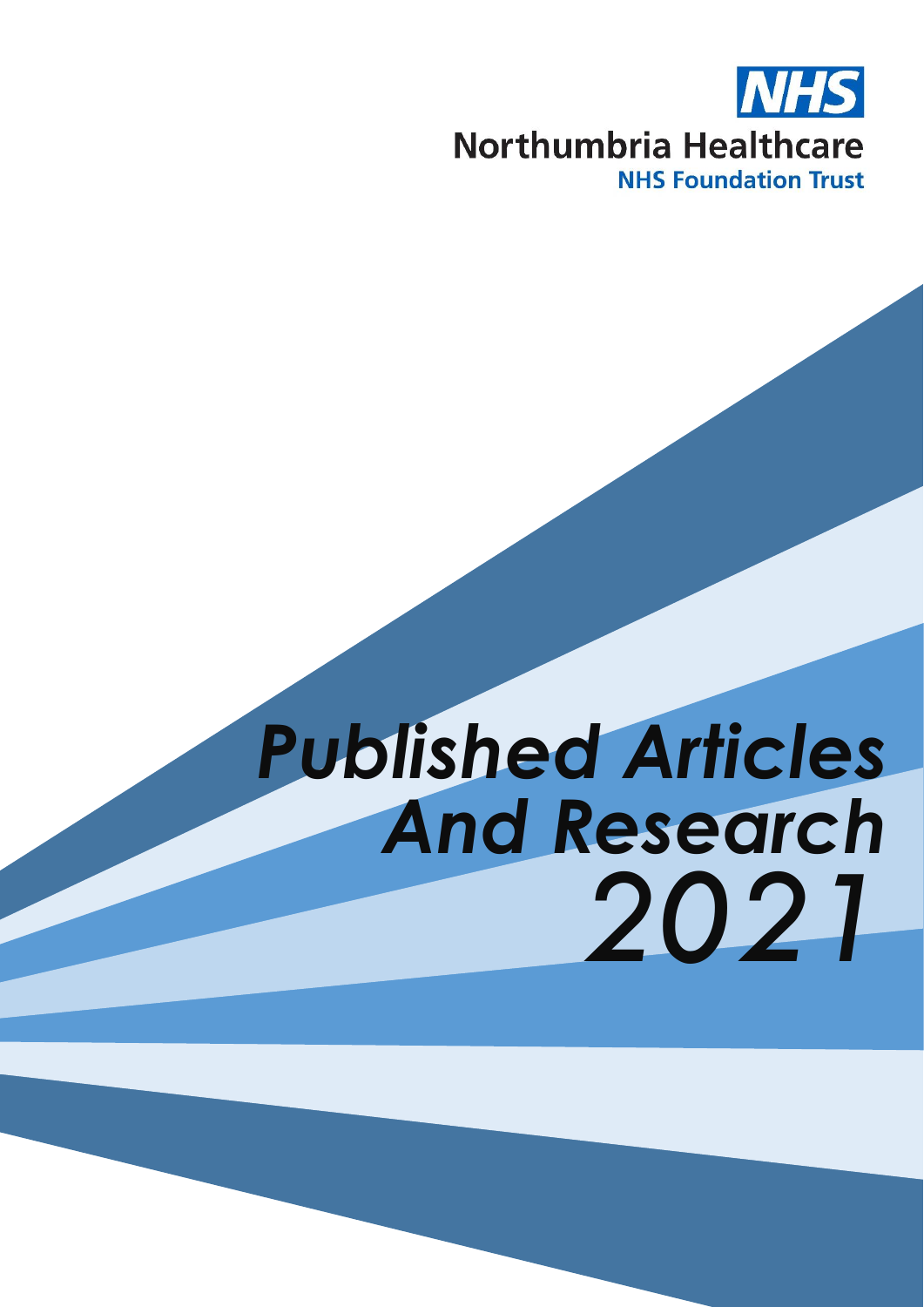NHS

Northumbria Healthcare

NHS Foundation Trust

# *Published Articles And Research* *2021*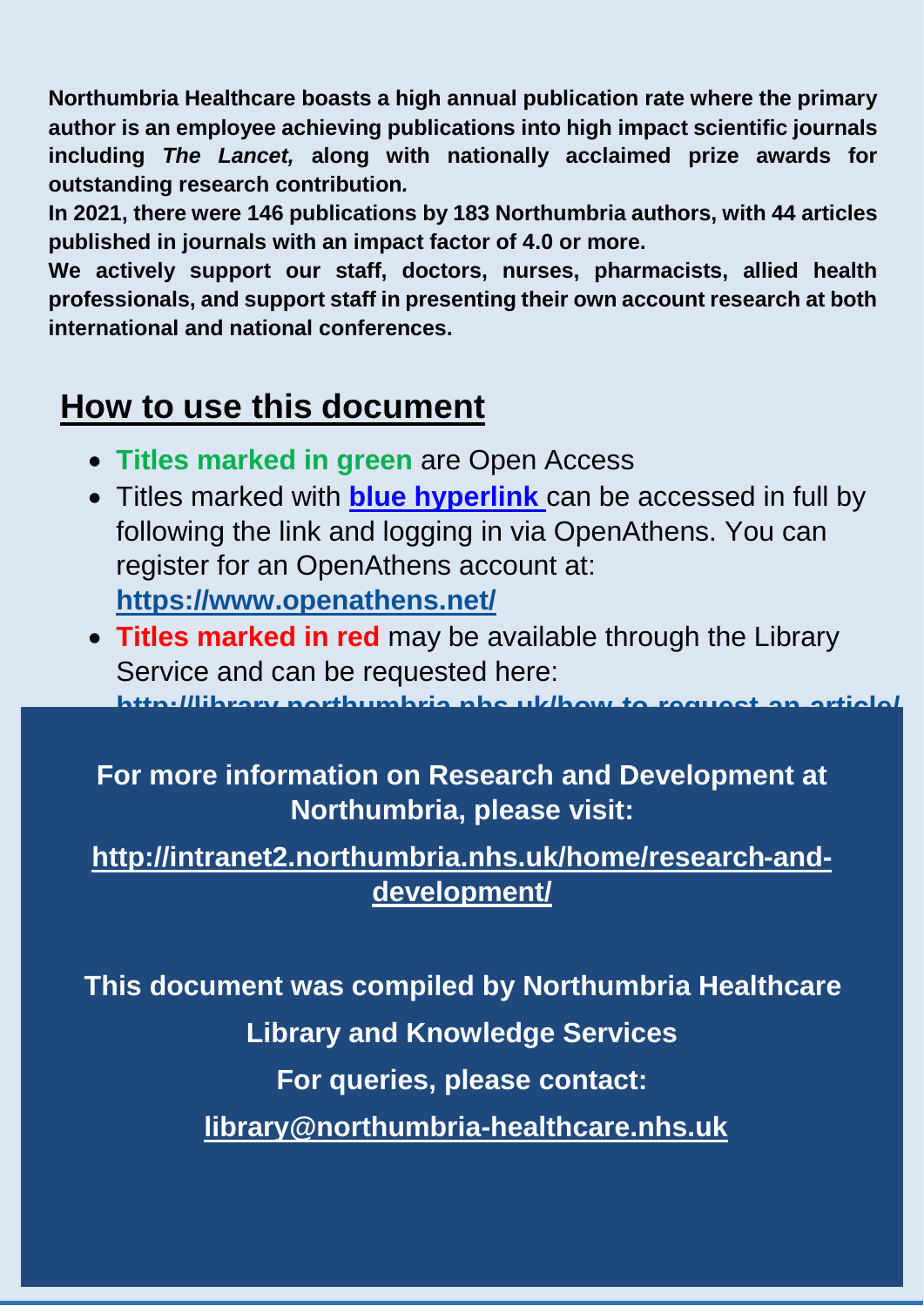**Northumbria Healthcare boasts a high annual publication rate where the primary author is an employee achieving publications into high impact scientific journals including *The Lancet,* along with nationally acclaimed prize awards for outstanding research contribution.**

**In 2021, there were 146 publications by 183 Northumbria authors, with 44 articles published in journals with an impact factor of 4.0 or more.**

**We actively support our staff, doctors, nurses, pharmacists, allied health professionals, and support staff in presenting their own account research at both international and national conferences.**

## How to use this document

- **Titles marked in green** are Open Access
- Titles marked with **blue hyperlink** can be accessed in full by following the link and logging in via OpenAthens. You can register for an OpenAthens account at: **https://www.openathens.net/**
- **Titles marked in red** may be available through the Library Service and can be requested here: **http://library.northumbria.nhs.uk/how-to-request-an-article/**

**For more information on Research and Development at Northumbria, please visit:**

**http://intranet2.northumbria.nhs.uk/home/research-and-development/**

**This document was compiled by Northumbria Healthcare Library and Knowledge Services**

**For queries, please contact:**

**library@northumbria-healthcare.nhs.uk**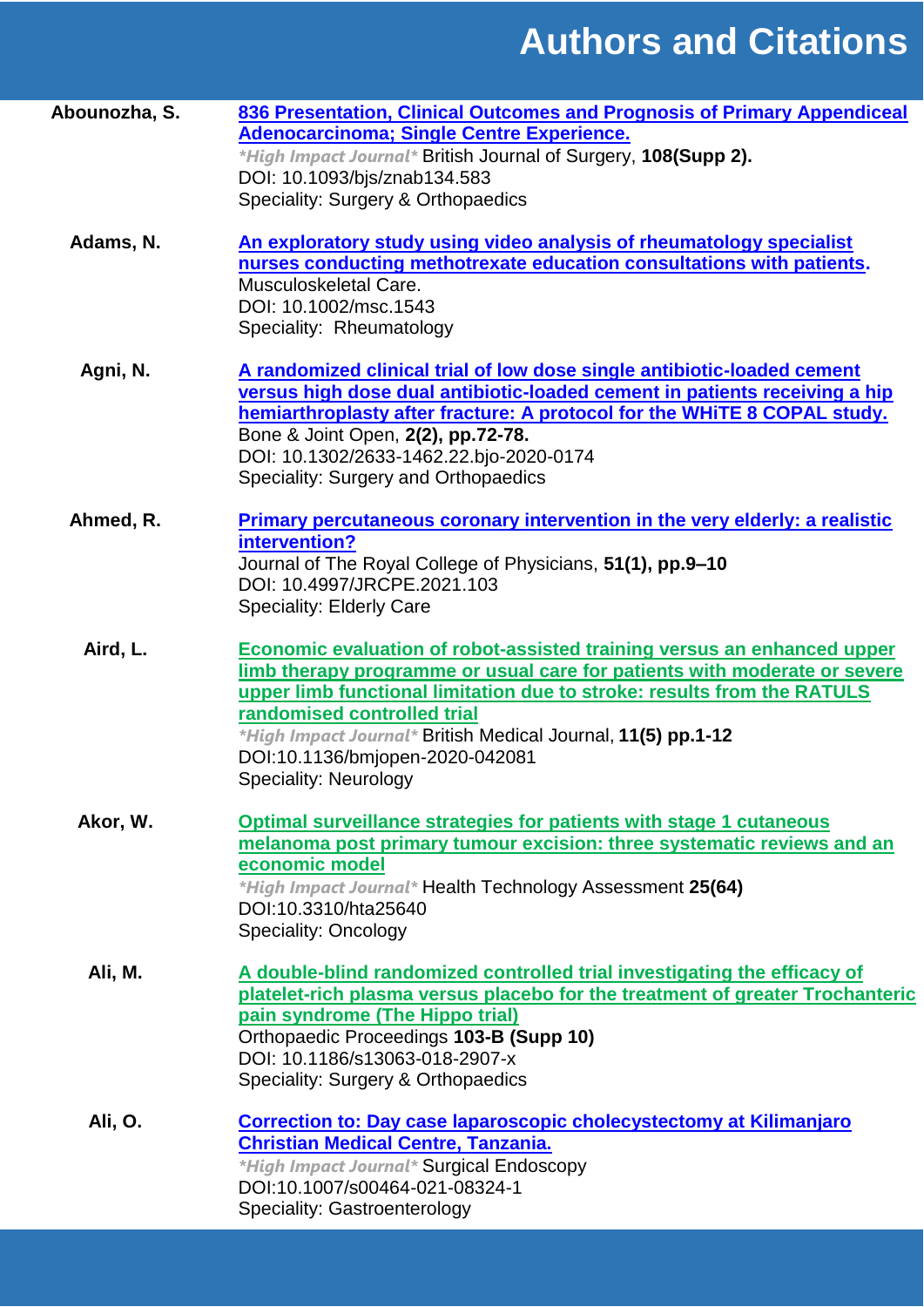# Authors and Citations

**Abounozha, S.**

**836 Presentation, Clinical Outcomes and Prognosis of Primary Appendiceal Adenocarcinoma; Single Centre Experience.**
*\*High Impact Journal\** British Journal of Surgery, **108(Supp 2).**
DOI: 10.1093/bjs/znab134.583
Speciality: Surgery & Orthopaedics

**Adams, N.**

**An exploratory study using video analysis of rheumatology specialist nurses conducting methotrexate education consultations with patients.**
Musculoskeletal Care.
DOI: 10.1002/msc.1543
Speciality: Rheumatology

**Agni, N.**

**A randomized clinical trial of low dose single antibiotic-loaded cement versus high dose dual antibiotic-loaded cement in patients receiving a hip hemiarthroplasty after fracture: A protocol for the WHiTE 8 COPAL study.**
Bone & Joint Open, **2(2), pp.72-78.**
DOI: 10.1302/2633-1462.22.bjo-2020-0174
Speciality: Surgery and Orthopaedics

**Ahmed, R.**

**Primary percutaneous coronary intervention in the very elderly: a realistic intervention?**
Journal of The Royal College of Physicians, **51(1), pp.9–10**
DOI: 10.4997/JRCPE.2021.103
Speciality: Elderly Care

**Aird, L.**

**Economic evaluation of robot-assisted training versus an enhanced upper limb therapy programme or usual care for patients with moderate or severe upper limb functional limitation due to stroke: results from the RATULS randomised controlled trial**
*\*High Impact Journal\** British Medical Journal, **11(5) pp.1-12**
DOI:10.1136/bmjopen-2020-042081
Speciality: Neurology

**Akor, W.**

**Optimal surveillance strategies for patients with stage 1 cutaneous melanoma post primary tumour excision: three systematic reviews and an economic model**
*\*High Impact Journal\** Health Technology Assessment **25(64)**
DOI:10.3310/hta25640
Speciality: Oncology

**Ali, M.**

**A double-blind randomized controlled trial investigating the efficacy of platelet-rich plasma versus placebo for the treatment of greater Trochanteric pain syndrome (The Hippo trial)**
Orthopaedic Proceedings **103-B (Supp 10)**
DOI: 10.1186/s13063-018-2907-x
Speciality: Surgery & Orthopaedics

**Ali, O.**

**Correction to: Day case laparoscopic cholecystectomy at Kilimanjaro Christian Medical Centre, Tanzania.**
*\*High Impact Journal\** Surgical Endoscopy
DOI:10.1007/s00464-021-08324-1
Speciality: Gastroenterology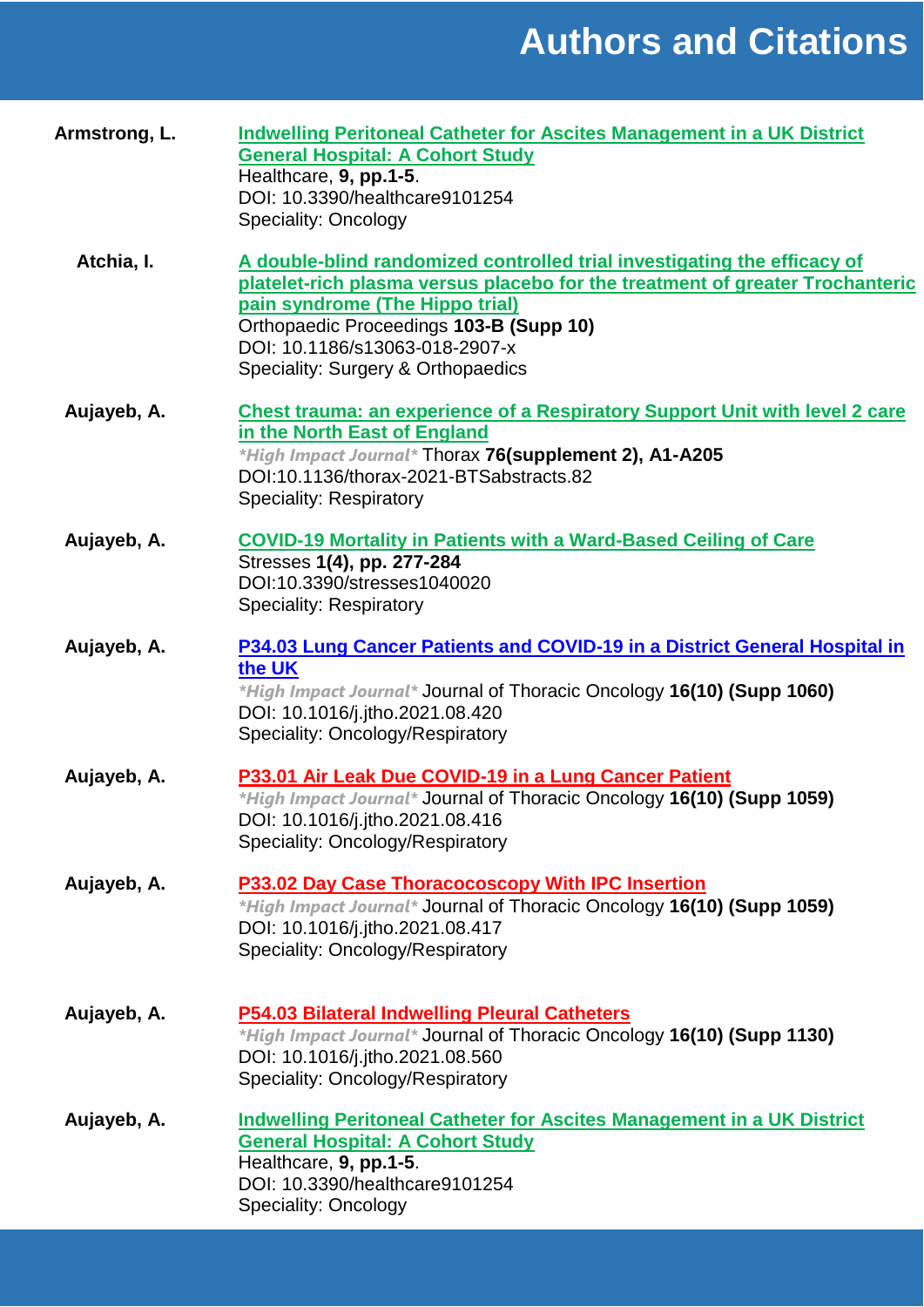# Authors and Citations

**Armstrong, L.**

**Indwelling Peritoneal Catheter for Ascites Management in a UK District General Hospital: A Cohort Study**
Healthcare, **9, pp.1-5**.
DOI: 10.3390/healthcare9101254
Speciality: Oncology

**Atchia, I.**

**A double-blind randomized controlled trial investigating the efficacy of platelet-rich plasma versus placebo for the treatment of greater Trochanteric pain syndrome (The Hippo trial)**
Orthopaedic Proceedings **103-B (Supp 10)**
DOI: 10.1186/s13063-018-2907-x
Speciality: Surgery & Orthopaedics

**Aujayeb, A.**

**Chest trauma: an experience of a Respiratory Support Unit with level 2 care in the North East of England**
*\*High Impact Journal\** Thorax **76(supplement 2), A1-A205**
DOI:10.1136/thorax-2021-BTSabstracts.82
Speciality: Respiratory

**Aujayeb, A.**

**COVID-19 Mortality in Patients with a Ward-Based Ceiling of Care**
Stresses **1(4), pp. 277-284**
DOI:10.3390/stresses1040020
Speciality: Respiratory

**Aujayeb, A.**

**P34.03 Lung Cancer Patients and COVID-19 in a District General Hospital in the UK**
*\*High Impact Journal\** Journal of Thoracic Oncology **16(10) (Supp 1060)**
DOI: 10.1016/j.jtho.2021.08.420
Speciality: Oncology/Respiratory

**Aujayeb, A.**

**P33.01 Air Leak Due COVID-19 in a Lung Cancer Patient**
*\*High Impact Journal\** Journal of Thoracic Oncology **16(10) (Supp 1059)**
DOI: 10.1016/j.jtho.2021.08.416
Speciality: Oncology/Respiratory

**Aujayeb, A.**

**P33.02 Day Case Thoracoscopy With IPC Insertion**
*\*High Impact Journal\** Journal of Thoracic Oncology **16(10) (Supp 1059)**
DOI: 10.1016/j.jtho.2021.08.417
Speciality: Oncology/Respiratory

**Aujayeb, A.**

**P54.03 Bilateral Indwelling Pleural Catheters**
*\*High Impact Journal\** Journal of Thoracic Oncology **16(10) (Supp 1130)**
DOI: 10.1016/j.jtho.2021.08.560
Speciality: Oncology/Respiratory

**Aujayeb, A.**

**Indwelling Peritoneal Catheter for Ascites Management in a UK District General Hospital: A Cohort Study**
Healthcare, **9, pp.1-5**.
DOI: 10.3390/healthcare9101254
Speciality: Oncology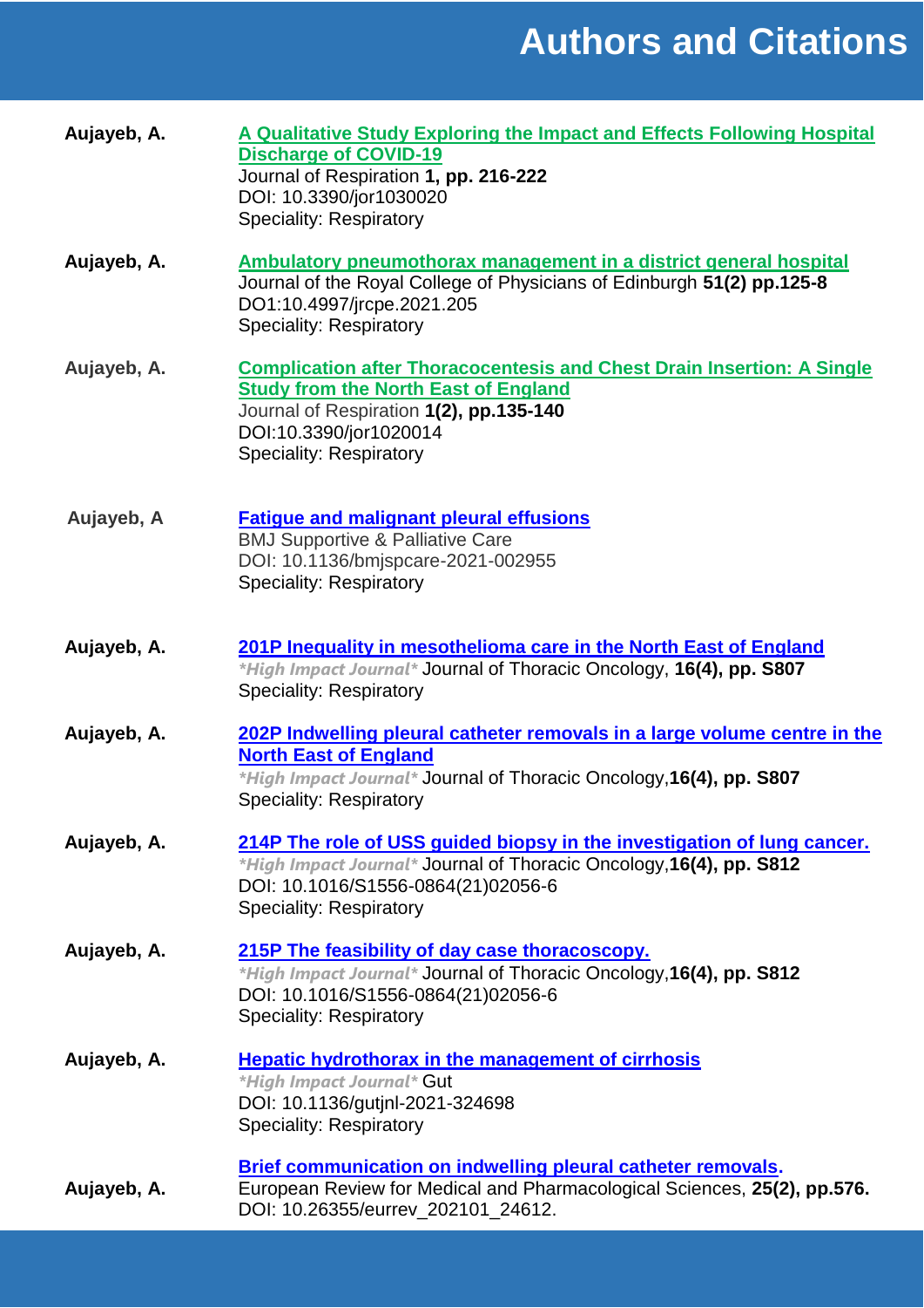# Authors and Citations

**Aujayeb, A.**

**A Qualitative Study Exploring the Impact and Effects Following Hospital Discharge of COVID-19**
Journal of Respiration **1, pp. 216-222**
DOI: 10.3390/jor1030020
Speciality: Respiratory

**Aujayeb, A.**

**Ambulatory pneumothorax management in a district general hospital**
Journal of the Royal College of Physicians of Edinburgh **51(2) pp.125-8**
DO1:10.4997/jrcpe.2021.205
Speciality: Respiratory

**Aujayeb, A.**

**Complication after Thoracocentesis and Chest Drain Insertion: A Single Study from the North East of England**
Journal of Respiration **1(2), pp.135-140**
DOI:10.3390/jor1020014
Speciality: Respiratory

**Aujayeb, A**

**Fatigue and malignant pleural effusions**
BMJ Supportive & Palliative Care
DOI: 10.1136/bmjspcare-2021-002955
Speciality: Respiratory

**Aujayeb, A.**

**201P Inequality in mesothelioma care in the North East of England**
*\*High Impact Journal\** Journal of Thoracic Oncology, **16(4), pp. S807**
Speciality: Respiratory

**Aujayeb, A.**

**202P Indwelling pleural catheter removals in a large volume centre in the North East of England**
*\*High Impact Journal\** Journal of Thoracic Oncology,**16(4), pp. S807**
Speciality: Respiratory

**Aujayeb, A.**

**214P The role of USS guided biopsy in the investigation of lung cancer.**
*\*High Impact Journal\** Journal of Thoracic Oncology,**16(4), pp. S812**
DOI: 10.1016/S1556-0864(21)02056-6
Speciality: Respiratory

**Aujayeb, A.**

**215P The feasibility of day case thoracoscopy.**
*\*High Impact Journal\** Journal of Thoracic Oncology,**16(4), pp. S812**
DOI: 10.1016/S1556-0864(21)02056-6
Speciality: Respiratory

**Aujayeb, A.**

**Hepatic hydrothorax in the management of cirrhosis**
*\*High Impact Journal\** Gut
DOI: 10.1136/gutjnl-2021-324698
Speciality: Respiratory

**Aujayeb, A.**

**Brief communication on indwelling pleural catheter removals.**
European Review for Medical and Pharmacological Sciences, **25(2), pp.576.**
DOI: 10.26355/eurrev_202101_24612.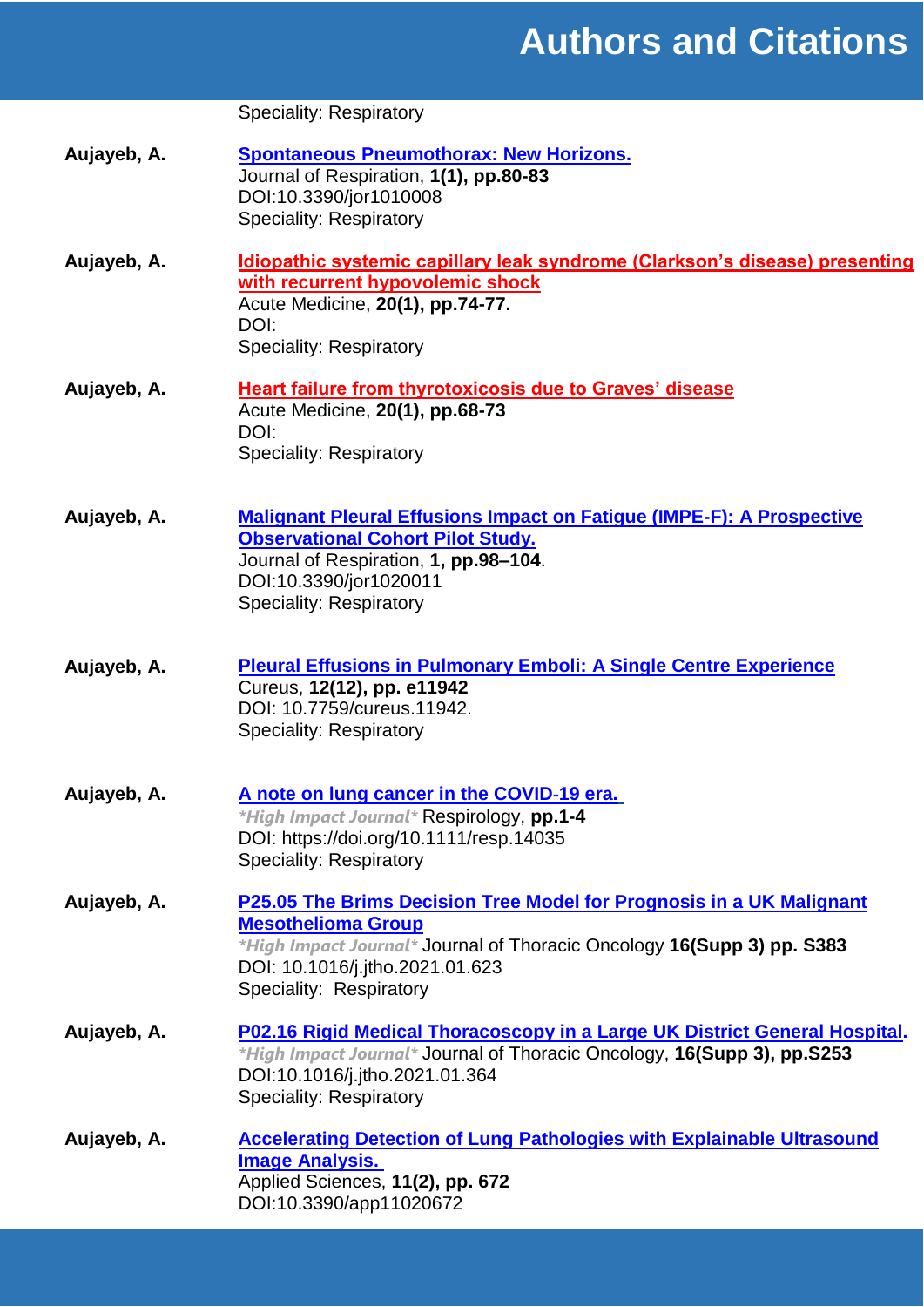Speciality: Respiratory

**Aujayeb, A.** **Spontaneous Pneumothorax: New Horizons.**
Journal of Respiration, **1(1), pp.80-83**
DOI:10.3390/jor1010008
Speciality: Respiratory

**Aujayeb, A.** **Idiopathic systemic capillary leak syndrome (Clarkson's disease) presenting with recurrent hypovolemic shock**
Acute Medicine, **20(1), pp.74-77.**
DOI:
Speciality: Respiratory

**Aujayeb, A.** **Heart failure from thyrotoxicosis due to Graves' disease**
Acute Medicine, **20(1), pp.68-73**
DOI:
Speciality: Respiratory

**Aujayeb, A.** **Malignant Pleural Effusions Impact on Fatigue (IMPE-F): A Prospective Observational Cohort Pilot Study.**
Journal of Respiration, **1, pp.98–104**.
DOI:10.3390/jor1020011
Speciality: Respiratory

**Aujayeb, A.** **Pleural Effusions in Pulmonary Emboli: A Single Centre Experience**
Cureus, **12(12), pp. e11942**
DOI: 10.7759/cureus.11942.
Speciality: Respiratory

**Aujayeb, A.** **A note on lung cancer in the COVID-19 era.**
*\*High Impact Journal\** Respirology, **pp.1-4**
DOI: https://doi.org/10.1111/resp.14035
Speciality: Respiratory

**Aujayeb, A.** **P25.05 The Brims Decision Tree Model for Prognosis in a UK Malignant Mesothelioma Group**
*\*High Impact Journal\** Journal of Thoracic Oncology **16(Supp 3) pp. S383**
DOI: 10.1016/j.jtho.2021.01.623
Speciality: Respiratory

**Aujayeb, A.** **P02.16 Rigid Medical Thoracoscopy in a Large UK District General Hospital.**
*\*High Impact Journal\** Journal of Thoracic Oncology, **16(Supp 3), pp.S253**
DOI:10.1016/j.jtho.2021.01.364
Speciality: Respiratory

**Aujayeb, A.** **Accelerating Detection of Lung Pathologies with Explainable Ultrasound Image Analysis.**
Applied Sciences, **11(2), pp. 672**
DOI:10.3390/app11020672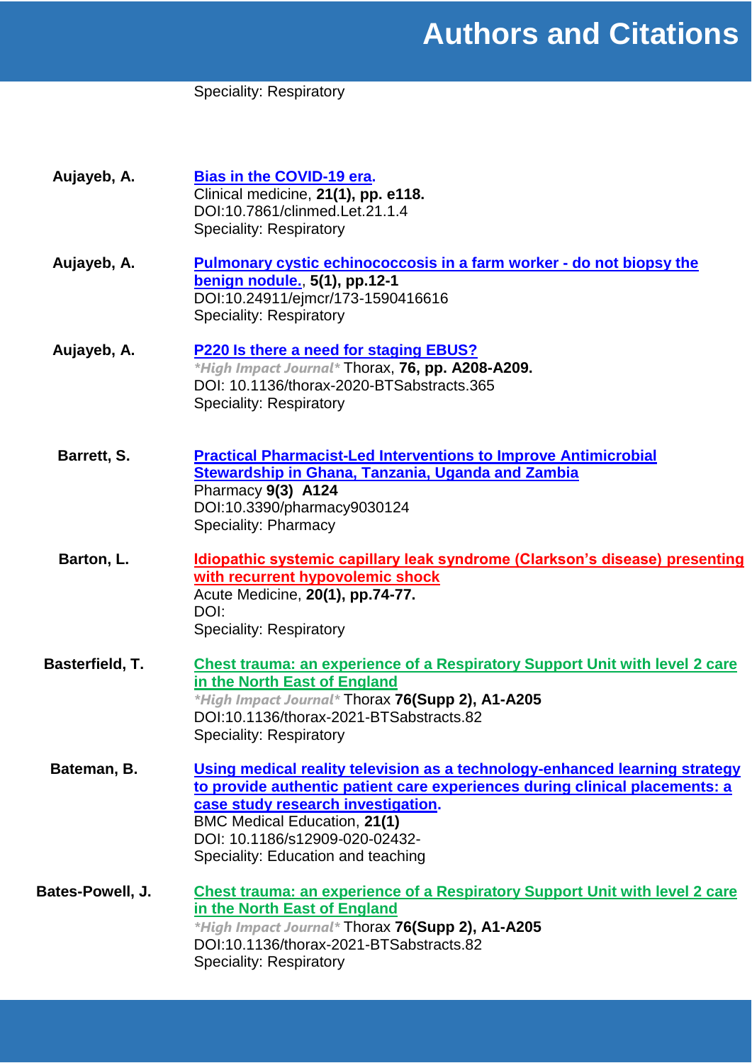Speciality: Respiratory

**Aujayeb, A.**

**Bias in the COVID-19 era.**
Clinical medicine, **21(1), pp. e118.**
DOI:10.7861/clinmed.Let.21.1.4
Speciality: Respiratory

**Aujayeb, A.**

**Pulmonary cystic echinococcosis in a farm worker - do not biopsy the benign nodule.**, **5(1), pp.12-1**
DOI:10.24911/ejmcr/173-1590416616
Speciality: Respiratory

**Aujayeb, A.**

**P220 Is there a need for staging EBUS?**
*\*High Impact Journal\** Thorax, **76, pp. A208-A209.**
DOI: 10.1136/thorax-2020-BTSabstracts.365
Speciality: Respiratory

**Barrett, S.**

**Practical Pharmacist-Led Interventions to Improve Antimicrobial Stewardship in Ghana, Tanzania, Uganda and Zambia**
Pharmacy **9(3) A124**
DOI:10.3390/pharmacy9030124
Speciality: Pharmacy

**Barton, L.**

**Idiopathic systemic capillary leak syndrome (Clarkson's disease) presenting with recurrent hypovolemic shock**
Acute Medicine, **20(1), pp.74-77.**
DOI:
Speciality: Respiratory

**Basterfield, T.**

**Chest trauma: an experience of a Respiratory Support Unit with level 2 care in the North East of England**
*\*High Impact Journal\** Thorax **76(Supp 2), A1-A205**
DOI:10.1136/thorax-2021-BTSabstracts.82
Speciality: Respiratory

**Bateman, B.**

**Using medical reality television as a technology-enhanced learning strategy to provide authentic patient care experiences during clinical placements: a case study research investigation.**
BMC Medical Education, **21(1)**
DOI: 10.1186/s12909-020-02432-
Speciality: Education and teaching

**Bates-Powell, J.**

**Chest trauma: an experience of a Respiratory Support Unit with level 2 care in the North East of England**
*\*High Impact Journal\** Thorax **76(Supp 2), A1-A205**
DOI:10.1136/thorax-2021-BTSabstracts.82
Speciality: Respiratory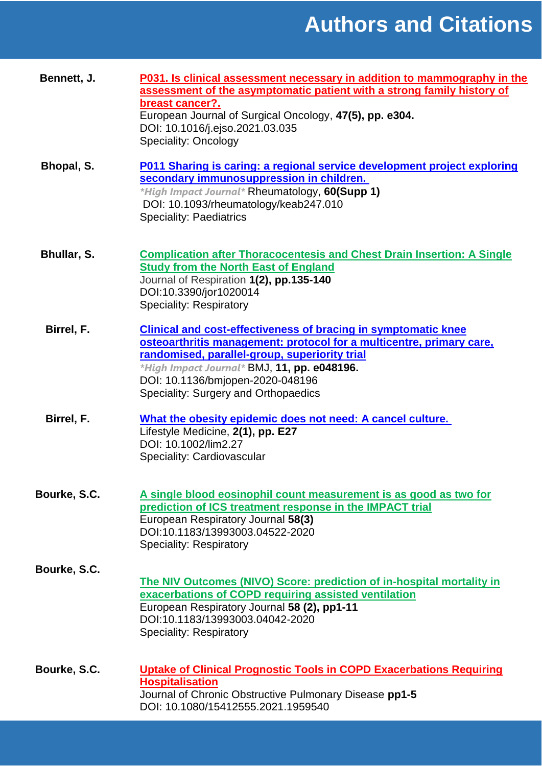# Authors and Citations

**Bennett, J.**

**P031. Is clinical assessment necessary in addition to mammography in the assessment of the asymptomatic patient with a strong family history of breast cancer?.**
European Journal of Surgical Oncology, **47(5), pp. e304.**
DOI: 10.1016/j.ejso.2021.03.035
Speciality: Oncology

**Bhopal, S.**

**P011 Sharing is caring: a regional service development project exploring secondary immunosuppression in children.**
*\*High Impact Journal\** Rheumatology, **60(Supp 1)**
DOI: 10.1093/rheumatology/keab247.010
Speciality: Paediatrics

**Bhullar, S.**

**Complication after Thoracocentesis and Chest Drain Insertion: A Single Study from the North East of England**
Journal of Respiration **1(2), pp.135-140**
DOI:10.3390/jor1020014
Speciality: Respiratory

**Birrel, F.**

**Clinical and cost-effectiveness of bracing in symptomatic knee osteoarthritis management: protocol for a multicentre, primary care, randomised, parallel-group, superiority trial**
*\*High Impact Journal\** BMJ, **11, pp. e048196.**
DOI: 10.1136/bmjopen-2020-048196
Speciality: Surgery and Orthopaedics

**Birrel, F.**

**What the obesity epidemic does not need: A cancel culture.**
Lifestyle Medicine, **2(1), pp. E27**
DOI: 10.1002/lim2.27
Speciality: Cardiovascular

**Bourke, S.C.**

**A single blood eosinophil count measurement is as good as two for prediction of ICS treatment response in the IMPACT trial**
European Respiratory Journal **58(3)**
DOI:10.1183/13993003.04522-2020
Speciality: Respiratory

**Bourke, S.C.**

**The NIV Outcomes (NIVO) Score: prediction of in-hospital mortality in exacerbations of COPD requiring assisted ventilation**
European Respiratory Journal **58 (2), pp1-11**
DOI:10.1183/13993003.04042-2020
Speciality: Respiratory

**Bourke, S.C.**

**Uptake of Clinical Prognostic Tools in COPD Exacerbations Requiring Hospitalisation**
Journal of Chronic Obstructive Pulmonary Disease **pp1-5**
DOI: 10.1080/15412555.2021.1959540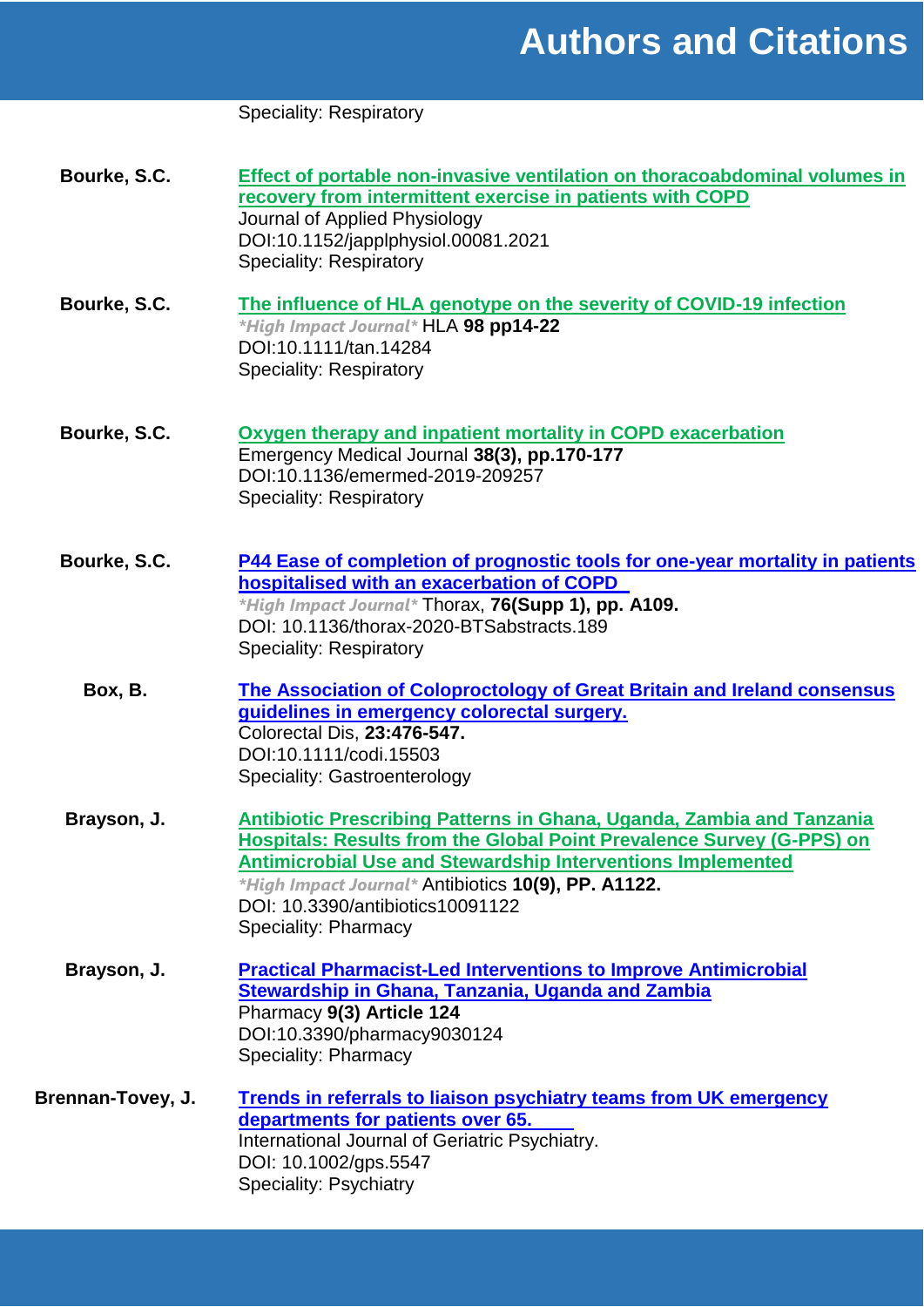Speciality: Respiratory

**Bourke, S.C.**

**Effect of portable non-invasive ventilation on thoracoabdominal volumes in recovery from intermittent exercise in patients with COPD**
Journal of Applied Physiology
DOI:10.1152/japplphysiol.00081.2021
Speciality: Respiratory

**Bourke, S.C.**

**The influence of HLA genotype on the severity of COVID-19 infection**
*\*High Impact Journal\** HLA **98 pp14-22**
DOI:10.1111/tan.14284
Speciality: Respiratory

**Bourke, S.C.**

**Oxygen therapy and inpatient mortality in COPD exacerbation**
Emergency Medical Journal **38(3), pp.170-177**
DOI:10.1136/emermed-2019-209257
Speciality: Respiratory

**Bourke, S.C.**

**P44 Ease of completion of prognostic tools for one-year mortality in patients hospitalised with an exacerbation of COPD**
*\*High Impact Journal\** Thorax, **76(Supp 1), pp. A109.**
DOI: 10.1136/thorax-2020-BTSabstracts.189
Speciality: Respiratory

**Box, B.**

**The Association of Coloproctology of Great Britain and Ireland consensus guidelines in emergency colorectal surgery.**
Colorectal Dis, **23:476-547.**
DOI:10.1111/codi.15503
Speciality: Gastroenterology

**Brayson, J.**

**Antibiotic Prescribing Patterns in Ghana, Uganda, Zambia and Tanzania Hospitals: Results from the Global Point Prevalence Survey (G-PPS) on Antimicrobial Use and Stewardship Interventions Implemented**
*\*High Impact Journal\** Antibiotics **10(9), PP. A1122.**
DOI: 10.3390/antibiotics10091122
Speciality: Pharmacy

**Brayson, J.**

**Practical Pharmacist-Led Interventions to Improve Antimicrobial Stewardship in Ghana, Tanzania, Uganda and Zambia**
Pharmacy **9(3) Article 124**
DOI:10.3390/pharmacy9030124
Speciality: Pharmacy

**Brennan-Tovey, J.**

**Trends in referrals to liaison psychiatry teams from UK emergency departments for patients over 65.**
International Journal of Geriatric Psychiatry.
DOI: 10.1002/gps.5547
Speciality: Psychiatry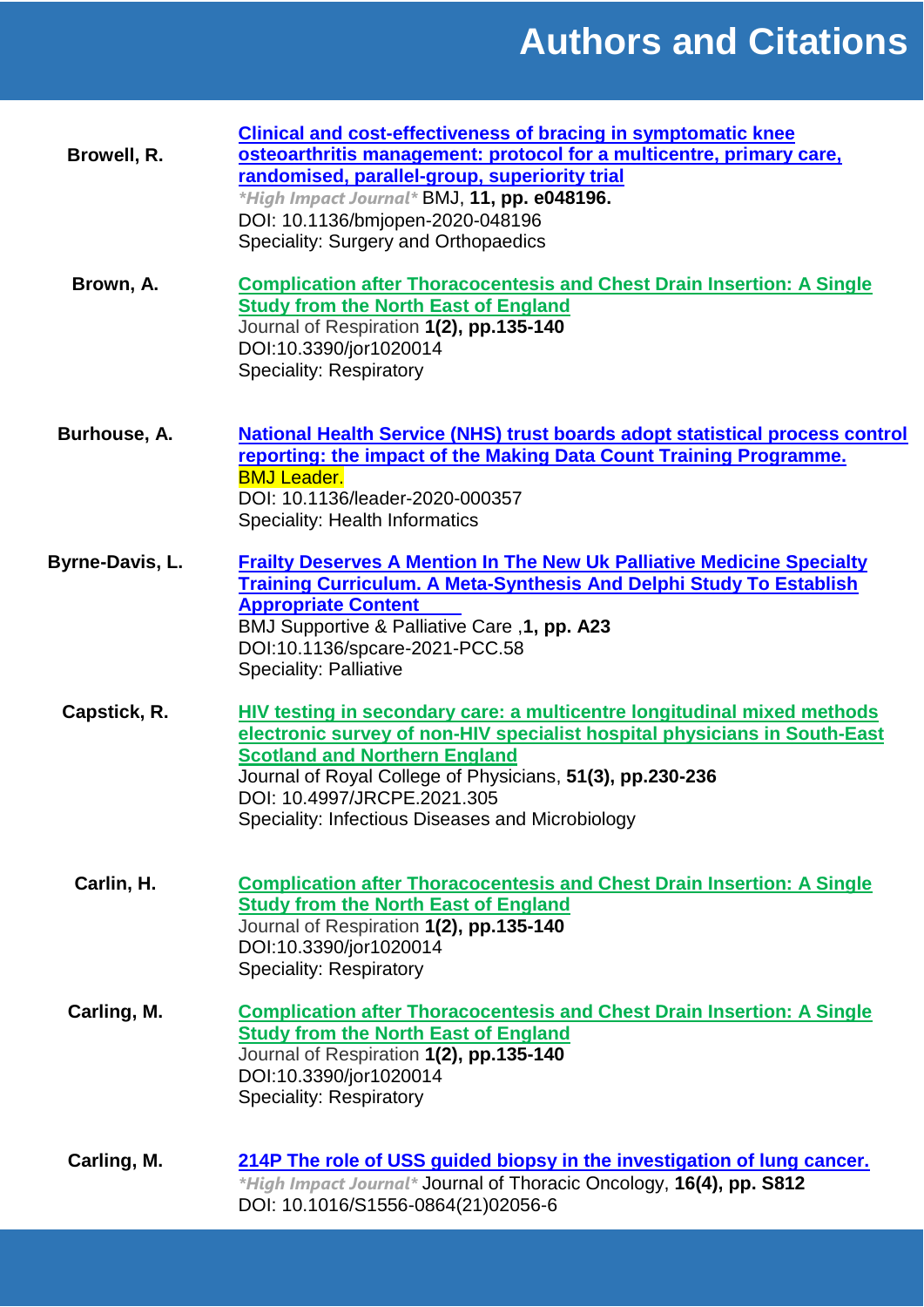# Authors and Citations

**Browell, R.**

**Clinical and cost-effectiveness of bracing in symptomatic knee osteoarthritis management: protocol for a multicentre, primary care, randomised, parallel-group, superiority trial**
*\*High Impact Journal\** BMJ, **11, pp. e048196.**
DOI: 10.1136/bmjopen-2020-048196
Speciality: Surgery and Orthopaedics

**Brown, A.**

**Complication after Thoracocentesis and Chest Drain Insertion: A Single Study from the North East of England**
Journal of Respiration **1(2), pp.135-140**
DOI:10.3390/jor1020014
Speciality: Respiratory

**Burhouse, A.**

**National Health Service (NHS) trust boards adopt statistical process control reporting: the impact of the Making Data Count Training Programme.**
BMJ Leader.
DOI: 10.1136/leader-2020-000357
Speciality: Health Informatics

**Byrne-Davis, L.**

**Frailty Deserves A Mention In The New Uk Palliative Medicine Specialty Training Curriculum. A Meta-Synthesis And Delphi Study To Establish Appropriate Content**
BMJ Supportive & Palliative Care ,**1, pp. A23**
DOI:10.1136/spcare-2021-PCC.58
Speciality: Palliative

**Capstick, R.**

**HIV testing in secondary care: a multicentre longitudinal mixed methods electronic survey of non-HIV specialist hospital physicians in South-East Scotland and Northern England**
Journal of Royal College of Physicians, **51(3), pp.230-236**
DOI: 10.4997/JRCPE.2021.305
Speciality: Infectious Diseases and Microbiology

**Carlin, H.**

**Complication after Thoracocentesis and Chest Drain Insertion: A Single Study from the North East of England**
Journal of Respiration **1(2), pp.135-140**
DOI:10.3390/jor1020014
Speciality: Respiratory

**Carling, M.**

**Complication after Thoracocentesis and Chest Drain Insertion: A Single Study from the North East of England**
Journal of Respiration **1(2), pp.135-140**
DOI:10.3390/jor1020014
Speciality: Respiratory

**Carling, M.**

**214P The role of USS guided biopsy in the investigation of lung cancer.**
*\*High Impact Journal\** Journal of Thoracic Oncology, **16(4), pp. S812**
DOI: 10.1016/S1556-0864(21)02056-6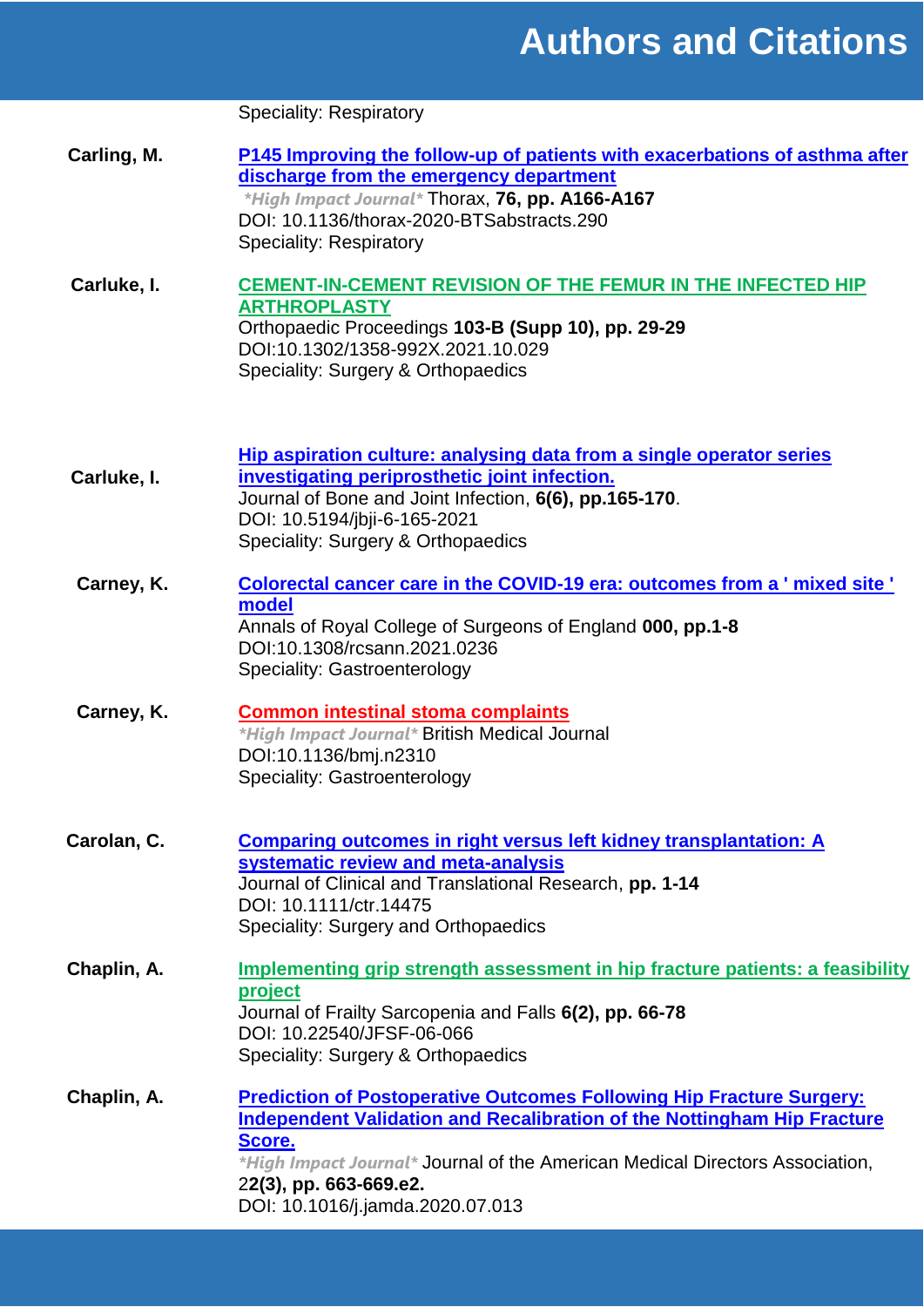# Authors and Citations

Speciality: Respiratory

**Carling, M.**

**P145 Improving the follow-up of patients with exacerbations of asthma after discharge from the emergency department**
*\*High Impact Journal\** Thorax, **76, pp. A166-A167**
DOI: 10.1136/thorax-2020-BTSabstracts.290
Speciality: Respiratory

**Carluke, I.**

**CEMENT-IN-CEMENT REVISION OF THE FEMUR IN THE INFECTED HIP ARTHROPLASTY**
Orthopaedic Proceedings **103-B (Supp 10), pp. 29-29**
DOI:10.1302/1358-992X.2021.10.029
Speciality: Surgery & Orthopaedics

**Carluke, I.**

**Hip aspiration culture: analysing data from a single operator series investigating periprosthetic joint infection.**
Journal of Bone and Joint Infection, **6(6), pp.165-170**.
DOI: 10.5194/jbji-6-165-2021
Speciality: Surgery & Orthopaedics

**Carney, K.**

**Colorectal cancer care in the COVID-19 era: outcomes from a ' mixed site ' model**
Annals of Royal College of Surgeons of England **000, pp.1-8**
DOI:10.1308/rcsann.2021.0236
Speciality: Gastroenterology

**Carney, K.**

**Common intestinal stoma complaints**
*\*High Impact Journal\** British Medical Journal
DOI:10.1136/bmj.n2310
Speciality: Gastroenterology

**Carolan, C.**

**Comparing outcomes in right versus left kidney transplantation: A systematic review and meta-analysis**
Journal of Clinical and Translational Research, **pp. 1-14**
DOI: 10.1111/ctr.14475
Speciality: Surgery and Orthopaedics

**Chaplin, A.**

**Implementing grip strength assessment in hip fracture patients: a feasibility project**
Journal of Frailty Sarcopenia and Falls **6(2), pp. 66-78**
DOI: 10.22540/JFSF-06-066
Speciality: Surgery & Orthopaedics

**Chaplin, A.**

**Prediction of Postoperative Outcomes Following Hip Fracture Surgery: Independent Validation and Recalibration of the Nottingham Hip Fracture Score.**
*\*High Impact Journal\** Journal of the American Medical Directors Association, 2**2(3), pp. 663-669.e2.**
DOI: 10.1016/j.jamda.2020.07.013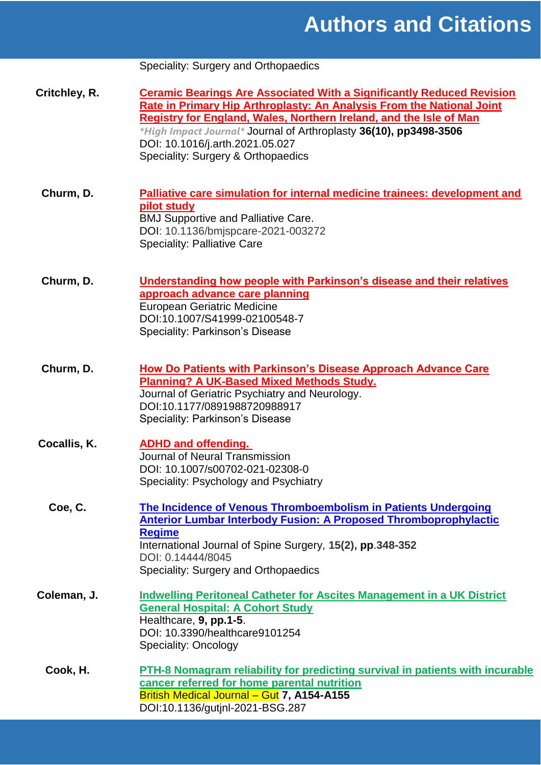# Authors and Citations

Speciality: Surgery and Orthopaedics

**Critchley, R.**

**Ceramic Bearings Are Associated With a Significantly Reduced Revision Rate in Primary Hip Arthroplasty: An Analysis From the National Joint Registry for England, Wales, Northern Ireland, and the Isle of Man**
*\*High Impact Journal\** Journal of Arthroplasty **36(10), pp3498-3506**
DOI: 10.1016/j.arth.2021.05.027
Speciality: Surgery & Orthopaedics

**Churm, D.**

**Palliative care simulation for internal medicine trainees: development and pilot study**
BMJ Supportive and Palliative Care.
DOI: 10.1136/bmjspcare-2021-003272
Speciality: Palliative Care

**Churm, D.**

**Understanding how people with Parkinson's disease and their relatives approach advance care planning**
European Geriatric Medicine
DOI:10.1007/S41999-02100548-7
Speciality: Parkinson's Disease

**Churm, D.**

**How Do Patients with Parkinson's Disease Approach Advance Care Planning? A UK-Based Mixed Methods Study.**
Journal of Geriatric Psychiatry and Neurology.
DOI:10.1177/0891988720988917
Speciality: Parkinson's Disease

**Cocallis, K.**

**ADHD and offending.**
Journal of Neural Transmission
DOI: 10.1007/s00702-021-02308-0
Speciality: Psychology and Psychiatry

**Coe, C.**

**The Incidence of Venous Thromboembolism in Patients Undergoing Anterior Lumbar Interbody Fusion: A Proposed Thromboprophylactic Regime**
International Journal of Spine Surgery, **15(2), pp.348-352**
DOI: 0.14444/8045
Speciality: Surgery and Orthopaedics

**Coleman, J.**

**Indwelling Peritoneal Catheter for Ascites Management in a UK District General Hospital: A Cohort Study**
Healthcare, **9, pp.1-5**.
DOI: 10.3390/healthcare9101254
Speciality: Oncology

**Cook, H.**

**PTH-8 Nomagram reliability for predicting survival in patients with incurable cancer referred for home parental nutrition**
British Medical Journal – Gut **7, A154-A155**
DOI:10.1136/gutjnl-2021-BSG.287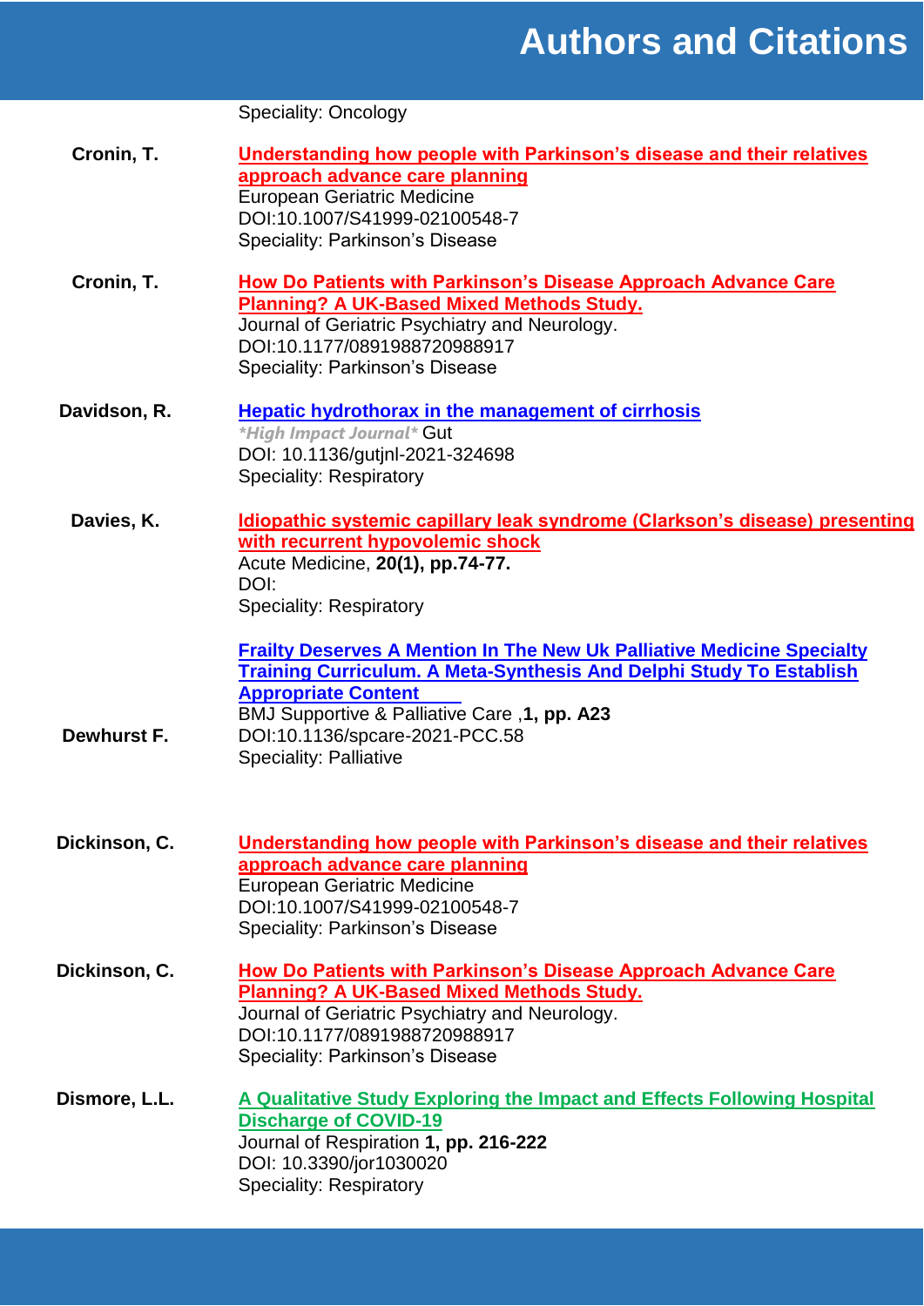Speciality: Oncology

**Cronin, T.**

**Understanding how people with Parkinson's disease and their relatives approach advance care planning**
European Geriatric Medicine
DOI:10.1007/S41999-02100548-7
Speciality: Parkinson's Disease

**Cronin, T.**

**How Do Patients with Parkinson's Disease Approach Advance Care Planning? A UK-Based Mixed Methods Study.**
Journal of Geriatric Psychiatry and Neurology.
DOI:10.1177/0891988720988917
Speciality: Parkinson's Disease

**Davidson, R.**

**Hepatic hydrothorax in the management of cirrhosis**
*\*High Impact Journal\** Gut
DOI: 10.1136/gutjnl-2021-324698
Speciality: Respiratory

**Davies, K.**

**Idiopathic systemic capillary leak syndrome (Clarkson's disease) presenting with recurrent hypovolemic shock**
Acute Medicine, **20(1), pp.74-77.**
DOI:
Speciality: Respiratory

**Dewhurst F.**

**Frailty Deserves A Mention In The New Uk Palliative Medicine Specialty Training Curriculum. A Meta-Synthesis And Delphi Study To Establish Appropriate Content**
BMJ Supportive & Palliative Care ,**1, pp. A23**
DOI:10.1136/spcare-2021-PCC.58
Speciality: Palliative

**Dickinson, C.**

**Understanding how people with Parkinson's disease and their relatives approach advance care planning**
European Geriatric Medicine
DOI:10.1007/S41999-02100548-7
Speciality: Parkinson's Disease

**Dickinson, C.**

**How Do Patients with Parkinson's Disease Approach Advance Care Planning? A UK-Based Mixed Methods Study.**
Journal of Geriatric Psychiatry and Neurology.
DOI:10.1177/0891988720988917
Speciality: Parkinson's Disease

**Dismore, L.L.**

**A Qualitative Study Exploring the Impact and Effects Following Hospital Discharge of COVID-19**
Journal of Respiration **1, pp. 216-222**
DOI: 10.3390/jor1030020
Speciality: Respiratory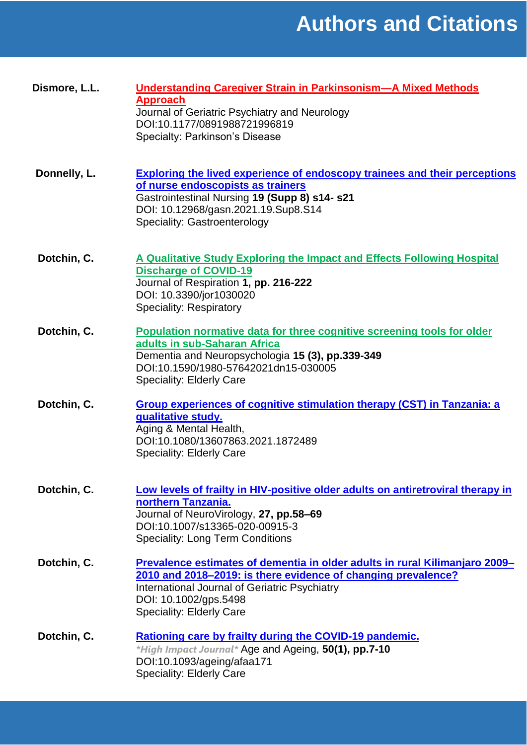# Authors and Citations

**Dismore, L.L.**

[Understanding Caregiver Strain in Parkinsonism—A Mixed Methods Approach]
Journal of Geriatric Psychiatry and Neurology
DOI:10.1177/0891988721996819
Specialty: Parkinson's Disease

**Donnelly, L.**

[Exploring the lived experience of endoscopy trainees and their perceptions of nurse endoscopists as trainers]
Gastrointestinal Nursing **19 (Supp 8) s14- s21**
DOI: 10.12968/gasn.2021.19.Sup8.S14
Speciality: Gastroenterology

**Dotchin, C.**

[A Qualitative Study Exploring the Impact and Effects Following Hospital Discharge of COVID-19]
Journal of Respiration **1, pp. 216-222**
DOI: 10.3390/jor1030020
Speciality: Respiratory

**Dotchin, C.**

[Population normative data for three cognitive screening tools for older adults in sub-Saharan Africa]
Dementia and Neuropsychologia **15 (3), pp.339-349**
DOI:10.1590/1980-57642021dn15-030005
Speciality: Elderly Care

**Dotchin, C.**

[Group experiences of cognitive stimulation therapy (CST) in Tanzania: a qualitative study.]
Aging & Mental Health,
DOI:10.1080/13607863.2021.1872489
Speciality: Elderly Care

**Dotchin, C.**

[Low levels of frailty in HIV-positive older adults on antiretroviral therapy in northern Tanzania.]
Journal of NeuroVirology, **27, pp.58–69**
DOI:10.1007/s13365-020-00915-3
Speciality: Long Term Conditions

**Dotchin, C.**

[Prevalence estimates of dementia in older adults in rural Kilimanjaro 2009–2010 and 2018–2019: is there evidence of changing prevalence?]
International Journal of Geriatric Psychiatry
DOI: 10.1002/gps.5498
Speciality: Elderly Care

**Dotchin, C.**

[Rationing care by frailty during the COVID-19 pandemic.]
*\*High Impact Journal\** Age and Ageing, **50(1), pp.7-10**
DOI:10.1093/ageing/afaa171
Speciality: Elderly Care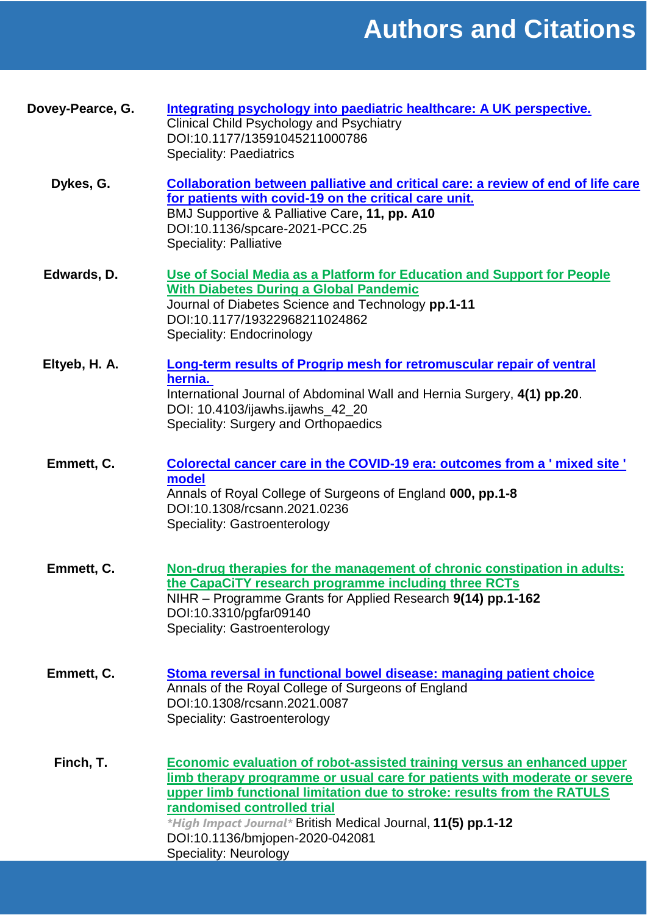# Authors and Citations

**Dovey-Pearce, G.**

**Integrating psychology into paediatric healthcare: A UK perspective.**
Clinical Child Psychology and Psychiatry
DOI:10.1177/13591045211000786
Speciality: Paediatrics

**Dykes, G.**

**Collaboration between palliative and critical care: a review of end of life care for patients with covid-19 on the critical care unit.**
BMJ Supportive & Palliative Care**, 11, pp. A10**
DOI:10.1136/spcare-2021-PCC.25
Speciality: Palliative

**Edwards, D.**

**Use of Social Media as a Platform for Education and Support for People With Diabetes During a Global Pandemic**
Journal of Diabetes Science and Technology **pp.1-11**
DOI:10.1177/19322968211024862
Speciality: Endocrinology

**Eltyeb, H. A.**

**Long-term results of Progrip mesh for retromuscular repair of ventral hernia.**
International Journal of Abdominal Wall and Hernia Surgery, **4(1) pp.20**.
DOI: 10.4103/ijawhs.ijawhs_42_20
Speciality: Surgery and Orthopaedics

**Emmett, C.**

**Colorectal cancer care in the COVID-19 era: outcomes from a ' mixed site ' model**
Annals of Royal College of Surgeons of England **000, pp.1-8**
DOI:10.1308/rcsann.2021.0236
Speciality: Gastroenterology

**Emmett, C.**

**Non-drug therapies for the management of chronic constipation in adults: the CapaCiTY research programme including three RCTs**
NIHR – Programme Grants for Applied Research **9(14) pp.1-162**
DOI:10.3310/pgfar09140
Speciality: Gastroenterology

**Emmett, C.**

**Stoma reversal in functional bowel disease: managing patient choice**
Annals of the Royal College of Surgeons of England
DOI:10.1308/rcsann.2021.0087
Speciality: Gastroenterology

**Finch, T.**

**Economic evaluation of robot-assisted training versus an enhanced upper limb therapy programme or usual care for patients with moderate or severe upper limb functional limitation due to stroke: results from the RATULS randomised controlled trial**
*\*High Impact Journal\** British Medical Journal, **11(5) pp.1-12**
DOI:10.1136/bmjopen-2020-042081
Speciality: Neurology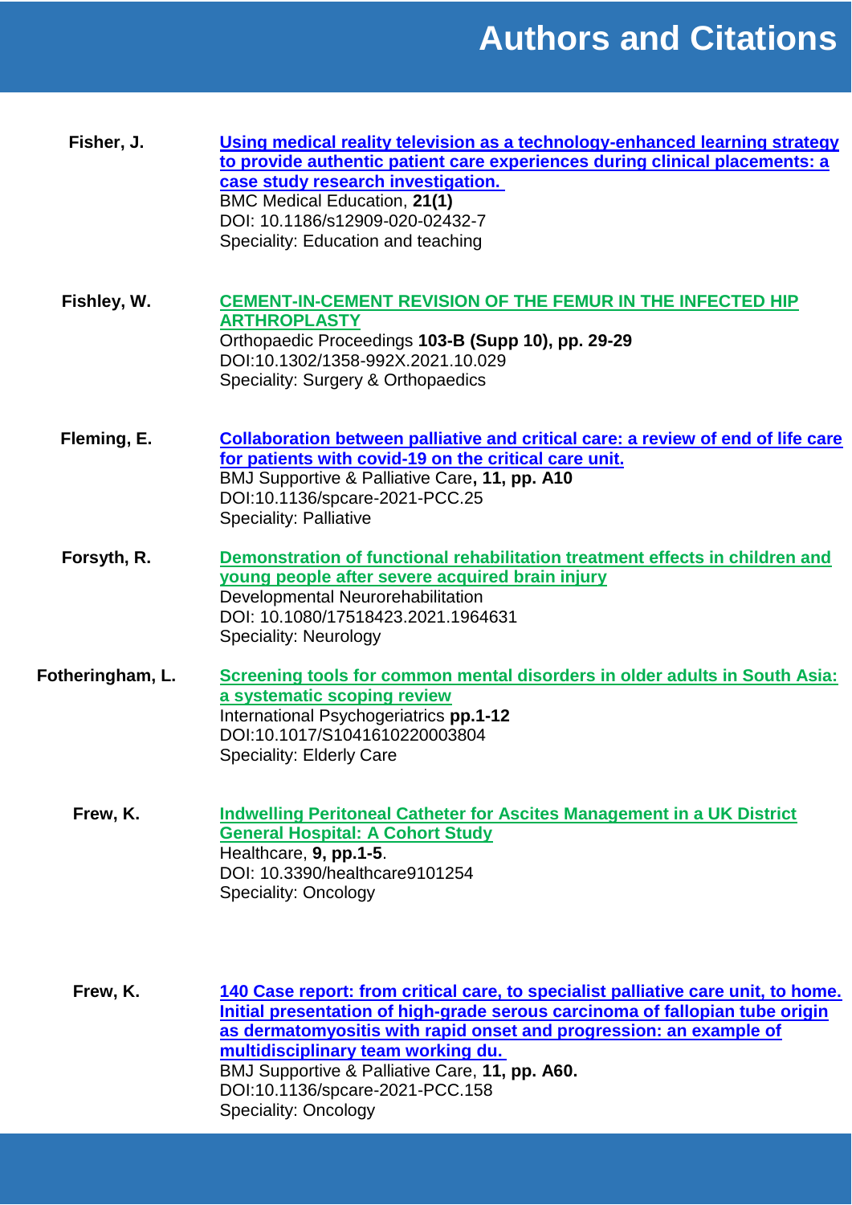# Authors and Citations

**Fisher, J.**

**Using medical reality television as a technology-enhanced learning strategy to provide authentic patient care experiences during clinical placements: a case study research investigation.**
BMC Medical Education, **21(1)**
DOI: 10.1186/s12909-020-02432-7
Speciality: Education and teaching

**Fishley, W.**

**CEMENT-IN-CEMENT REVISION OF THE FEMUR IN THE INFECTED HIP ARTHROPLASTY**
Orthopaedic Proceedings **103-B (Supp 10), pp. 29-29**
DOI:10.1302/1358-992X.2021.10.029
Speciality: Surgery & Orthopaedics

**Fleming, E.**

**Collaboration between palliative and critical care: a review of end of life care for patients with covid-19 on the critical care unit.**
BMJ Supportive & Palliative Care**, 11, pp. A10**
DOI:10.1136/spcare-2021-PCC.25
Speciality: Palliative

**Forsyth, R.**

**Demonstration of functional rehabilitation treatment effects in children and young people after severe acquired brain injury**
Developmental Neurorehabilitation
DOI: 10.1080/17518423.2021.1964631
Speciality: Neurology

**Fotheringham, L.**

**Screening tools for common mental disorders in older adults in South Asia: a systematic scoping review**
International Psychogeriatrics **pp.1-12**
DOI:10.1017/S1041610220003804
Speciality: Elderly Care

**Frew, K.**

**Indwelling Peritoneal Catheter for Ascites Management in a UK District General Hospital: A Cohort Study**
Healthcare, **9, pp.1-5**.
DOI: 10.3390/healthcare9101254
Speciality: Oncology

**Frew, K.**

**140 Case report: from critical care, to specialist palliative care unit, to home. Initial presentation of high-grade serous carcinoma of fallopian tube origin as dermatomyositis with rapid onset and progression: an example of multidisciplinary team working du.**
BMJ Supportive & Palliative Care, **11, pp. A60.**
DOI:10.1136/spcare-2021-PCC.158
Speciality: Oncology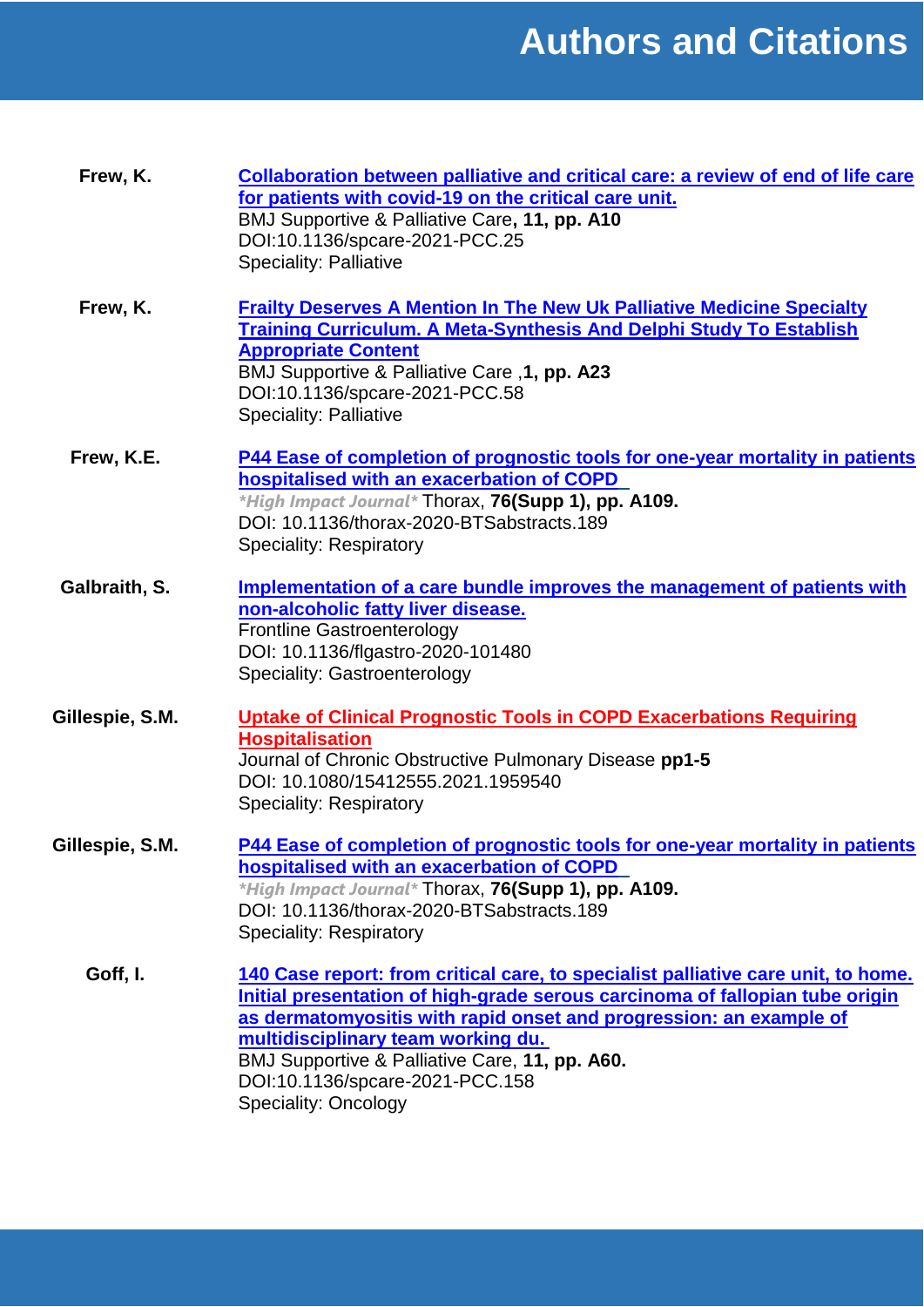# Authors and Citations

**Frew, K.**

**Collaboration between palliative and critical care: a review of end of life care for patients with covid-19 on the critical care unit.**
BMJ Supportive & Palliative Care**, 11, pp. A10**
DOI:10.1136/spcare-2021-PCC.25
Speciality: Palliative

**Frew, K.**

**Frailty Deserves A Mention In The New Uk Palliative Medicine Specialty Training Curriculum. A Meta-Synthesis And Delphi Study To Establish Appropriate Content**
BMJ Supportive & Palliative Care ,**1, pp. A23**
DOI:10.1136/spcare-2021-PCC.58
Speciality: Palliative

**Frew, K.E.**

**P44 Ease of completion of prognostic tools for one-year mortality in patients hospitalised with an exacerbation of COPD**
*\*High Impact Journal\** Thorax, **76(Supp 1), pp. A109.**
DOI: 10.1136/thorax-2020-BTSabstracts.189
Speciality: Respiratory

**Galbraith, S.**

**Implementation of a care bundle improves the management of patients with non-alcoholic fatty liver disease.**
Frontline Gastroenterology
DOI: 10.1136/flgastro-2020-101480
Speciality: Gastroenterology

**Gillespie, S.M.**

**Uptake of Clinical Prognostic Tools in COPD Exacerbations Requiring Hospitalisation**
Journal of Chronic Obstructive Pulmonary Disease **pp1-5**
DOI: 10.1080/15412555.2021.1959540
Speciality: Respiratory

**Gillespie, S.M.**

**P44 Ease of completion of prognostic tools for one-year mortality in patients hospitalised with an exacerbation of COPD**
*\*High Impact Journal\** Thorax, **76(Supp 1), pp. A109.**
DOI: 10.1136/thorax-2020-BTSabstracts.189
Speciality: Respiratory

**Goff, I.**

**140 Case report: from critical care, to specialist palliative care unit, to home. Initial presentation of high-grade serous carcinoma of fallopian tube origin as dermatomyositis with rapid onset and progression: an example of multidisciplinary team working du.**
BMJ Supportive & Palliative Care, **11, pp. A60.**
DOI:10.1136/spcare-2021-PCC.158
Speciality: Oncology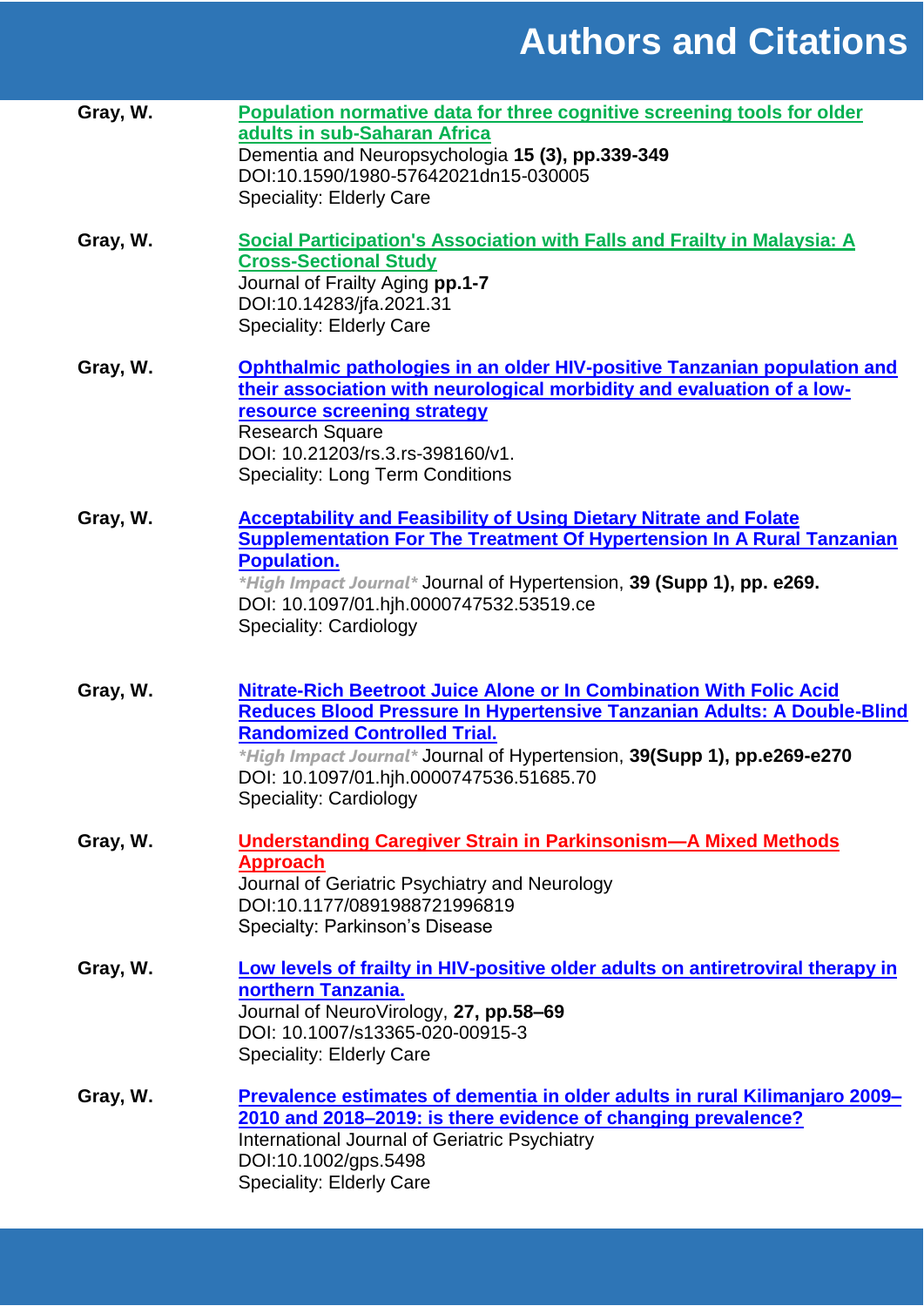# Authors and Citations

**Gray, W.**

**Population normative data for three cognitive screening tools for older adults in sub-Saharan Africa**
Dementia and Neuropsychologia **15 (3), pp.339-349**
DOI:10.1590/1980-57642021dn15-030005
Speciality: Elderly Care

**Gray, W.**

**Social Participation's Association with Falls and Frailty in Malaysia: A Cross-Sectional Study**
Journal of Frailty Aging **pp.1-7**
DOI:10.14283/jfa.2021.31
Speciality: Elderly Care

**Gray, W.**

**Ophthalmic pathologies in an older HIV-positive Tanzanian population and their association with neurological morbidity and evaluation of a low-resource screening strategy**
Research Square
DOI: 10.21203/rs.3.rs-398160/v1.
Speciality: Long Term Conditions

**Gray, W.**

**Acceptability and Feasibility of Using Dietary Nitrate and Folate Supplementation For The Treatment Of Hypertension In A Rural Tanzanian Population.**
*\*High Impact Journal\** Journal of Hypertension, **39 (Supp 1), pp. e269.**
DOI: 10.1097/01.hjh.0000747532.53519.ce
Speciality: Cardiology

**Gray, W.**

**Nitrate-Rich Beetroot Juice Alone or In Combination With Folic Acid Reduces Blood Pressure In Hypertensive Tanzanian Adults: A Double-Blind Randomized Controlled Trial.**
*\*High Impact Journal\** Journal of Hypertension, **39(Supp 1), pp.e269-e270**
DOI: 10.1097/01.hjh.0000747536.51685.70
Speciality: Cardiology

**Gray, W.**

**Understanding Caregiver Strain in Parkinsonism—A Mixed Methods Approach**
Journal of Geriatric Psychiatry and Neurology
DOI:10.1177/0891988721996819
Specialty: Parkinson's Disease

**Gray, W.**

**Low levels of frailty in HIV-positive older adults on antiretroviral therapy in northern Tanzania.**
Journal of NeuroVirology, **27, pp.58–69**
DOI: 10.1007/s13365-020-00915-3
Speciality: Elderly Care

**Gray, W.**

**Prevalence estimates of dementia in older adults in rural Kilimanjaro 2009–2010 and 2018–2019: is there evidence of changing prevalence?**
International Journal of Geriatric Psychiatry
DOI:10.1002/gps.5498
Speciality: Elderly Care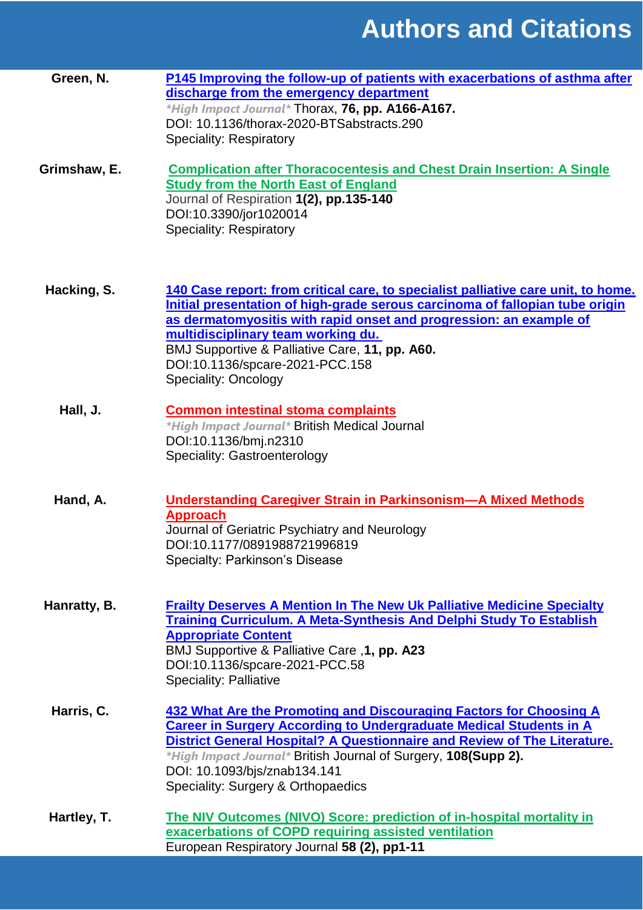# Authors and Citations

**Green, N.**

**P145 Improving the follow-up of patients with exacerbations of asthma after discharge from the emergency department**
*\*High Impact Journal\** Thorax, **76, pp. A166-A167.**
DOI: 10.1136/thorax-2020-BTSabstracts.290
Speciality: Respiratory

**Grimshaw, E.**

**Complication after Thoracocentesis and Chest Drain Insertion: A Single Study from the North East of England**
Journal of Respiration **1(2), pp.135-140**
DOI:10.3390/jor1020014
Speciality: Respiratory

**Hacking, S.**

**140 Case report: from critical care, to specialist palliative care unit, to home. Initial presentation of high-grade serous carcinoma of fallopian tube origin as dermatomyositis with rapid onset and progression: an example of multidisciplinary team working du.**
BMJ Supportive & Palliative Care, **11, pp. A60.**
DOI:10.1136/spcare-2021-PCC.158
Speciality: Oncology

**Hall, J.**

**Common intestinal stoma complaints**
*\*High Impact Journal\** British Medical Journal
DOI:10.1136/bmj.n2310
Speciality: Gastroenterology

**Hand, A.**

**Understanding Caregiver Strain in Parkinsonism—A Mixed Methods Approach**
Journal of Geriatric Psychiatry and Neurology
DOI:10.1177/0891988721996819
Specialty: Parkinson's Disease

**Hanratty, B.**

**Frailty Deserves A Mention In The New Uk Palliative Medicine Specialty Training Curriculum. A Meta-Synthesis And Delphi Study To Establish Appropriate Content**
BMJ Supportive & Palliative Care ,**1, pp. A23**
DOI:10.1136/spcare-2021-PCC.58
Speciality: Palliative

**Harris, C.**

**432 What Are the Promoting and Discouraging Factors for Choosing A Career in Surgery According to Undergraduate Medical Students in A District General Hospital? A Questionnaire and Review of The Literature.**
*\*High Impact Journal\** British Journal of Surgery, **108(Supp 2).**
DOI: 10.1093/bjs/znab134.141
Speciality: Surgery & Orthopaedics

**Hartley, T.**

**The NIV Outcomes (NIVO) Score: prediction of in-hospital mortality in exacerbations of COPD requiring assisted ventilation**
European Respiratory Journal **58 (2), pp1-11**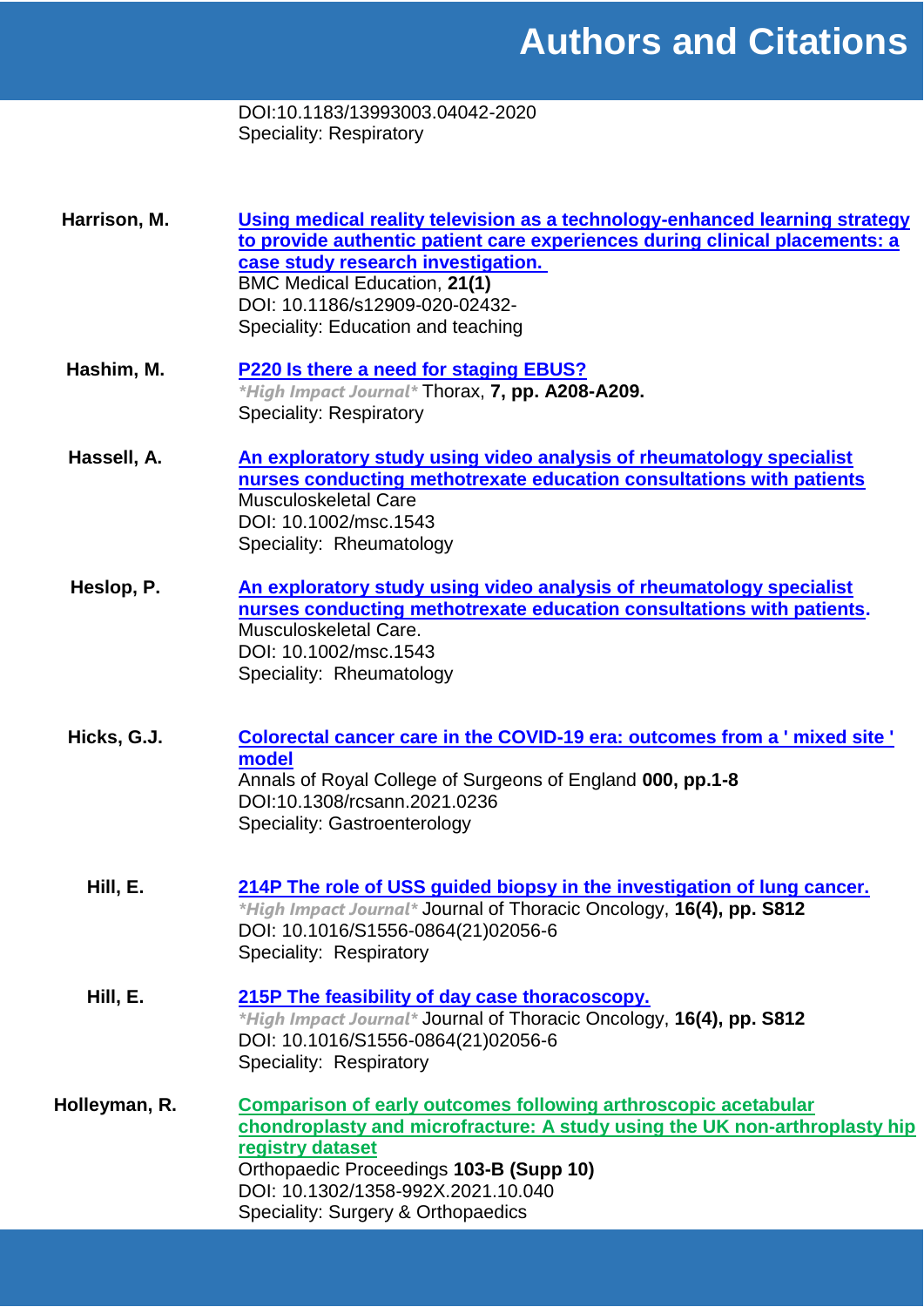# Authors and Citations

DOI:10.1183/13993003.04042-2020
Speciality: Respiratory

**Harrison, M.** — **Using medical reality television as a technology-enhanced learning strategy to provide authentic patient care experiences during clinical placements: a case study research investigation.**
BMC Medical Education, **21(1)**
DOI: 10.1186/s12909-020-02432-
Speciality: Education and teaching

**Hashim, M.** — **P220 Is there a need for staging EBUS?**
*\*High Impact Journal\** Thorax, **7, pp. A208-A209.**
Speciality: Respiratory

**Hassell, A.** — **An exploratory study using video analysis of rheumatology specialist nurses conducting methotrexate education consultations with patients**
Musculoskeletal Care
DOI: 10.1002/msc.1543
Speciality: Rheumatology

**Heslop, P.** — **An exploratory study using video analysis of rheumatology specialist nurses conducting methotrexate education consultations with patients.**
Musculoskeletal Care.
DOI: 10.1002/msc.1543
Speciality: Rheumatology

**Hicks, G.J.** — **Colorectal cancer care in the COVID-19 era: outcomes from a ' mixed site ' model**
Annals of Royal College of Surgeons of England **000, pp.1-8**
DOI:10.1308/rcsann.2021.0236
Speciality: Gastroenterology

**Hill, E.** — **214P The role of USS guided biopsy in the investigation of lung cancer.**
*\*High Impact Journal\** Journal of Thoracic Oncology, **16(4), pp. S812**
DOI: 10.1016/S1556-0864(21)02056-6
Speciality: Respiratory

**Hill, E.** — **215P The feasibility of day case thoracoscopy.**
*\*High Impact Journal\** Journal of Thoracic Oncology, **16(4), pp. S812**
DOI: 10.1016/S1556-0864(21)02056-6
Speciality: Respiratory

**Holleyman, R.** — **Comparison of early outcomes following arthroscopic acetabular chondroplasty and microfracture: A study using the UK non-arthroplasty hip registry dataset**
Orthopaedic Proceedings **103-B (Supp 10)**
DOI: 10.1302/1358-992X.2021.10.040
Speciality: Surgery & Orthopaedics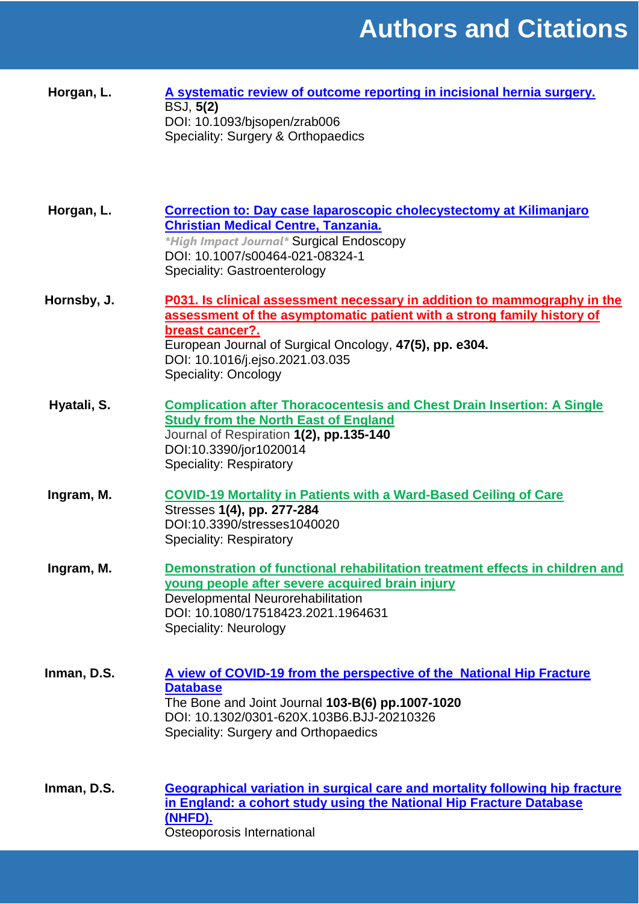# Authors and Citations

**Horgan, L.**

**[A systematic review of outcome reporting in incisional hernia surgery.](#)**
BSJ, **5(2)**
DOI: 10.1093/bjsopen/zrab006
Speciality: Surgery & Orthopaedics

**Horgan, L.**

**[Correction to: Day case laparoscopic cholecystectomy at Kilimanjaro Christian Medical Centre, Tanzania.](#)**
***High Impact Journal*** Surgical Endoscopy
DOI: 10.1007/s00464-021-08324-1
Speciality: Gastroenterology

**Hornsby, J.**

**[P031. Is clinical assessment necessary in addition to mammography in the assessment of the asymptomatic patient with a strong family history of breast cancer?.](#)**
European Journal of Surgical Oncology, **47(5), pp. e304.**
DOI: 10.1016/j.ejso.2021.03.035
Speciality: Oncology

**Hyatali, S.**

**[Complication after Thoracocentesis and Chest Drain Insertion: A Single Study from the North East of England](#)**
Journal of Respiration **1(2), pp.135-140**
DOI:10.3390/jor1020014
Speciality: Respiratory

**Ingram, M.**

**[COVID-19 Mortality in Patients with a Ward-Based Ceiling of Care](#)**
Stresses **1(4), pp. 277-284**
DOI:10.3390/stresses1040020
Speciality: Respiratory

**Ingram, M.**

**[Demonstration of functional rehabilitation treatment effects in children and young people after severe acquired brain injury](#)**
Developmental Neurorehabilitation
DOI: 10.1080/17518423.2021.1964631
Speciality: Neurology

**Inman, D.S.**

**[A view of COVID-19 from the perspective of the National Hip Fracture Database](#)**
The Bone and Joint Journal **103-B(6) pp.1007-1020**
DOI: 10.1302/0301-620X.103B6.BJJ-20210326
Speciality: Surgery and Orthopaedics

**Inman, D.S.**

**[Geographical variation in surgical care and mortality following hip fracture in England: a cohort study using the National Hip Fracture Database (NHFD).](#)**
Osteoporosis International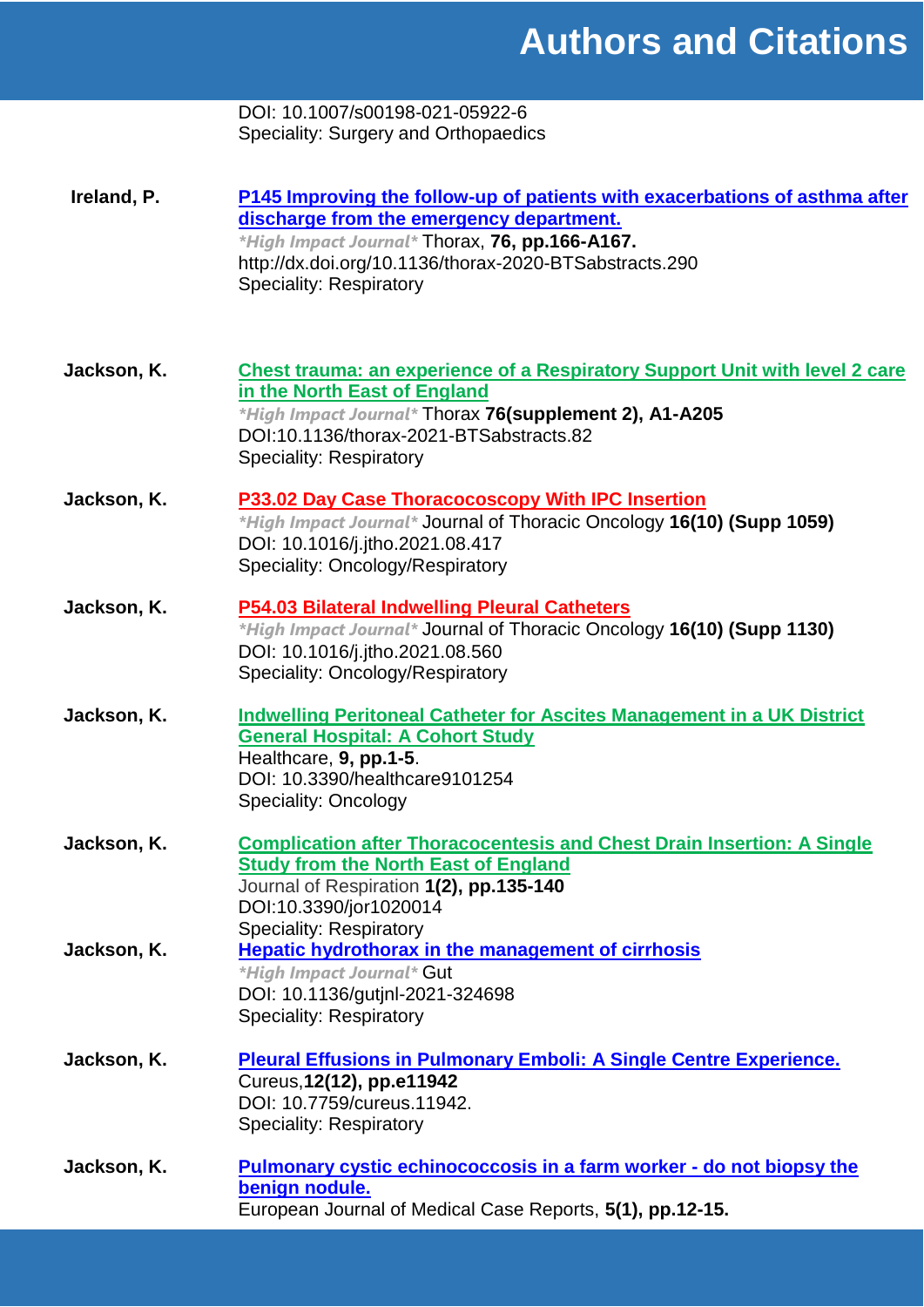# Authors and Citations

DOI: 10.1007/s00198-021-05922-6
Speciality: Surgery and Orthopaedics

**Ireland, P.**

**P145 Improving the follow-up of patients with exacerbations of asthma after discharge from the emergency department.**
*\*High Impact Journal\** Thorax, **76, pp.166-A167.**
http://dx.doi.org/10.1136/thorax-2020-BTSabstracts.290
Speciality: Respiratory

**Jackson, K.**

**Chest trauma: an experience of a Respiratory Support Unit with level 2 care in the North East of England**
*\*High Impact Journal\** Thorax **76(supplement 2), A1-A205**
DOI:10.1136/thorax-2021-BTSabstracts.82
Speciality: Respiratory

**Jackson, K.**

**P33.02 Day Case Thoracocoscopy With IPC Insertion**
*\*High Impact Journal\** Journal of Thoracic Oncology **16(10) (Supp 1059)**
DOI: 10.1016/j.jtho.2021.08.417
Speciality: Oncology/Respiratory

**Jackson, K.**

**P54.03 Bilateral Indwelling Pleural Catheters**
*\*High Impact Journal\** Journal of Thoracic Oncology **16(10) (Supp 1130)**
DOI: 10.1016/j.jtho.2021.08.560
Speciality: Oncology/Respiratory

**Jackson, K.**

**Indwelling Peritoneal Catheter for Ascites Management in a UK District General Hospital: A Cohort Study**
Healthcare, **9, pp.1-5**.
DOI: 10.3390/healthcare9101254
Speciality: Oncology

**Jackson, K.**

**Complication after Thoracocentesis and Chest Drain Insertion: A Single Study from the North East of England**
Journal of Respiration **1(2), pp.135-140**
DOI:10.3390/jor1020014
Speciality: Respiratory

**Jackson, K.**

**Hepatic hydrothorax in the management of cirrhosis**
*\*High Impact Journal\** Gut
DOI: 10.1136/gutjnl-2021-324698
Speciality: Respiratory

**Jackson, K.**

**Pleural Effusions in Pulmonary Emboli: A Single Centre Experience.**
Cureus,**12(12), pp.e11942**
DOI: 10.7759/cureus.11942.
Speciality: Respiratory

**Jackson, K.**

**Pulmonary cystic echinococcosis in a farm worker - do not biopsy the benign nodule.**
European Journal of Medical Case Reports, **5(1), pp.12-15.**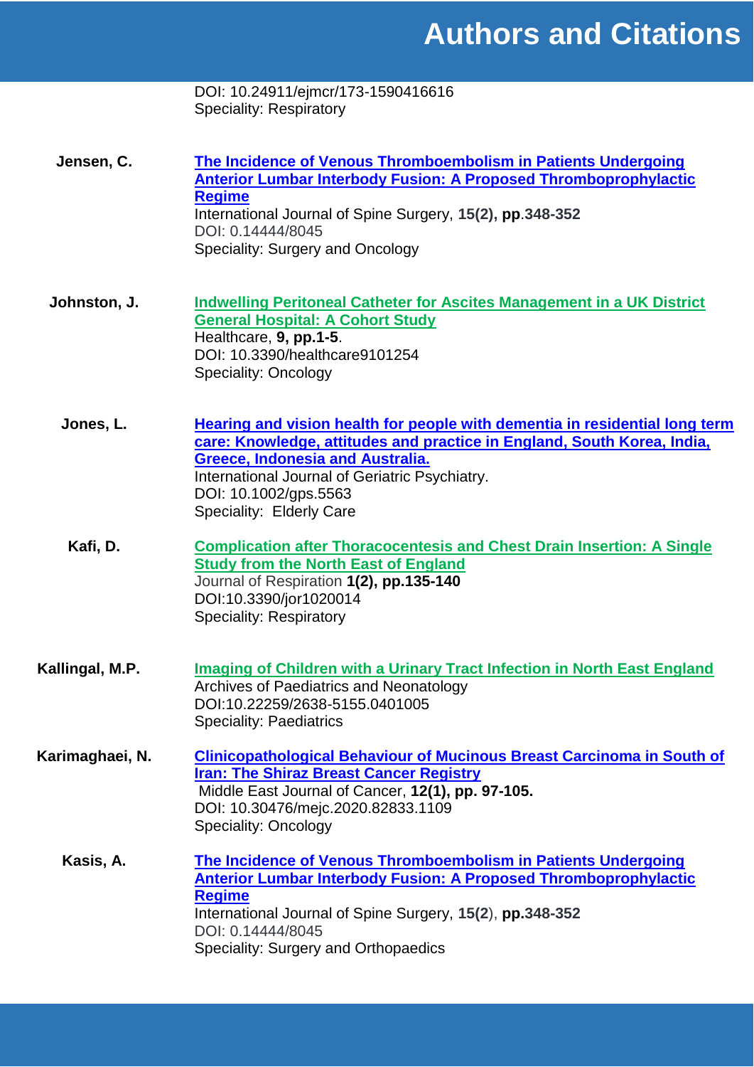DOI: 10.24911/ejmcr/173-1590416616
Speciality: Respiratory

**Jensen, C.**

**The Incidence of Venous Thromboembolism in Patients Undergoing Anterior Lumbar Interbody Fusion: A Proposed Thromboprophylactic Regime**
International Journal of Spine Surgery, **15(2), pp**.**348-352**
DOI: 0.14444/8045
Speciality: Surgery and Oncology

**Johnston, J.**

**Indwelling Peritoneal Catheter for Ascites Management in a UK District General Hospital: A Cohort Study**
Healthcare, **9, pp.1-5**.
DOI: 10.3390/healthcare9101254
Speciality: Oncology

**Jones, L.**

**Hearing and vision health for people with dementia in residential long term care: Knowledge, attitudes and practice in England, South Korea, India, Greece, Indonesia and Australia.**
International Journal of Geriatric Psychiatry.
DOI: 10.1002/gps.5563
Speciality: Elderly Care

**Kafi, D.**

**Complication after Thoracocentesis and Chest Drain Insertion: A Single Study from the North East of England**
Journal of Respiration **1(2), pp.135-140**
DOI:10.3390/jor1020014
Speciality: Respiratory

**Kallingal, M.P.**

**Imaging of Children with a Urinary Tract Infection in North East England**
Archives of Paediatrics and Neonatology
DOI:10.22259/2638-5155.0401005
Speciality: Paediatrics

**Karimaghaei, N.**

**Clinicopathological Behaviour of Mucinous Breast Carcinoma in South of Iran: The Shiraz Breast Cancer Registry**
Middle East Journal of Cancer, **12(1), pp. 97-105.**
DOI: 10.30476/mejc.2020.82833.1109
Speciality: Oncology

**Kasis, A.**

**The Incidence of Venous Thromboembolism in Patients Undergoing Anterior Lumbar Interbody Fusion: A Proposed Thromboprophylactic Regime**
International Journal of Spine Surgery, **15(2**), **pp.348-352**
DOI: 0.14444/8045
Speciality: Surgery and Orthopaedics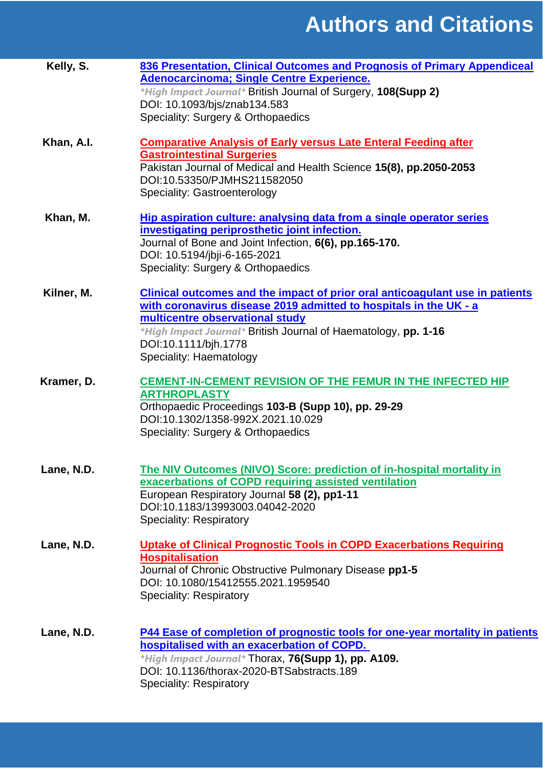# Authors and Citations

**Kelly, S.**

**836 Presentation, Clinical Outcomes and Prognosis of Primary Appendiceal Adenocarcinoma; Single Centre Experience.**
*\*High Impact Journal\** British Journal of Surgery, **108(Supp 2)**
DOI: 10.1093/bjs/znab134.583
Speciality: Surgery & Orthopaedics

**Khan, A.I.**

**Comparative Analysis of Early versus Late Enteral Feeding after Gastrointestinal Surgeries**
Pakistan Journal of Medical and Health Science **15(8), pp.2050-2053**
DOI:10.53350/PJMHS211582050
Speciality: Gastroenterology

**Khan, M.**

**Hip aspiration culture: analysing data from a single operator series investigating periprosthetic joint infection.**
Journal of Bone and Joint Infection, **6(6), pp.165-170.**
DOI: 10.5194/jbji-6-165-2021
Speciality: Surgery & Orthopaedics

**Kilner, M.**

**Clinical outcomes and the impact of prior oral anticoagulant use in patients with coronavirus disease 2019 admitted to hospitals in the UK - a multicentre observational study**
*\*High Impact Journal\** British Journal of Haematology, **pp. 1-16**
DOI:10.1111/bjh.1778
Speciality: Haematology

**Kramer, D.**

**CEMENT-IN-CEMENT REVISION OF THE FEMUR IN THE INFECTED HIP ARTHROPLASTY**
Orthopaedic Proceedings **103-B (Supp 10), pp. 29-29**
DOI:10.1302/1358-992X.2021.10.029
Speciality: Surgery & Orthopaedics

**Lane, N.D.**

**The NIV Outcomes (NIVO) Score: prediction of in-hospital mortality in exacerbations of COPD requiring assisted ventilation**
European Respiratory Journal **58 (2), pp1-11**
DOI:10.1183/13993003.04042-2020
Speciality: Respiratory

**Lane, N.D.**

**Uptake of Clinical Prognostic Tools in COPD Exacerbations Requiring Hospitalisation**
Journal of Chronic Obstructive Pulmonary Disease **pp1-5**
DOI: 10.1080/15412555.2021.1959540
Speciality: Respiratory

**Lane, N.D.**

**P44 Ease of completion of prognostic tools for one-year mortality in patients hospitalised with an exacerbation of COPD.**
*\*High Impact Journal\** Thorax, **76(Supp 1), pp. A109.**
DOI: 10.1136/thorax-2020-BTSabstracts.189
Speciality: Respiratory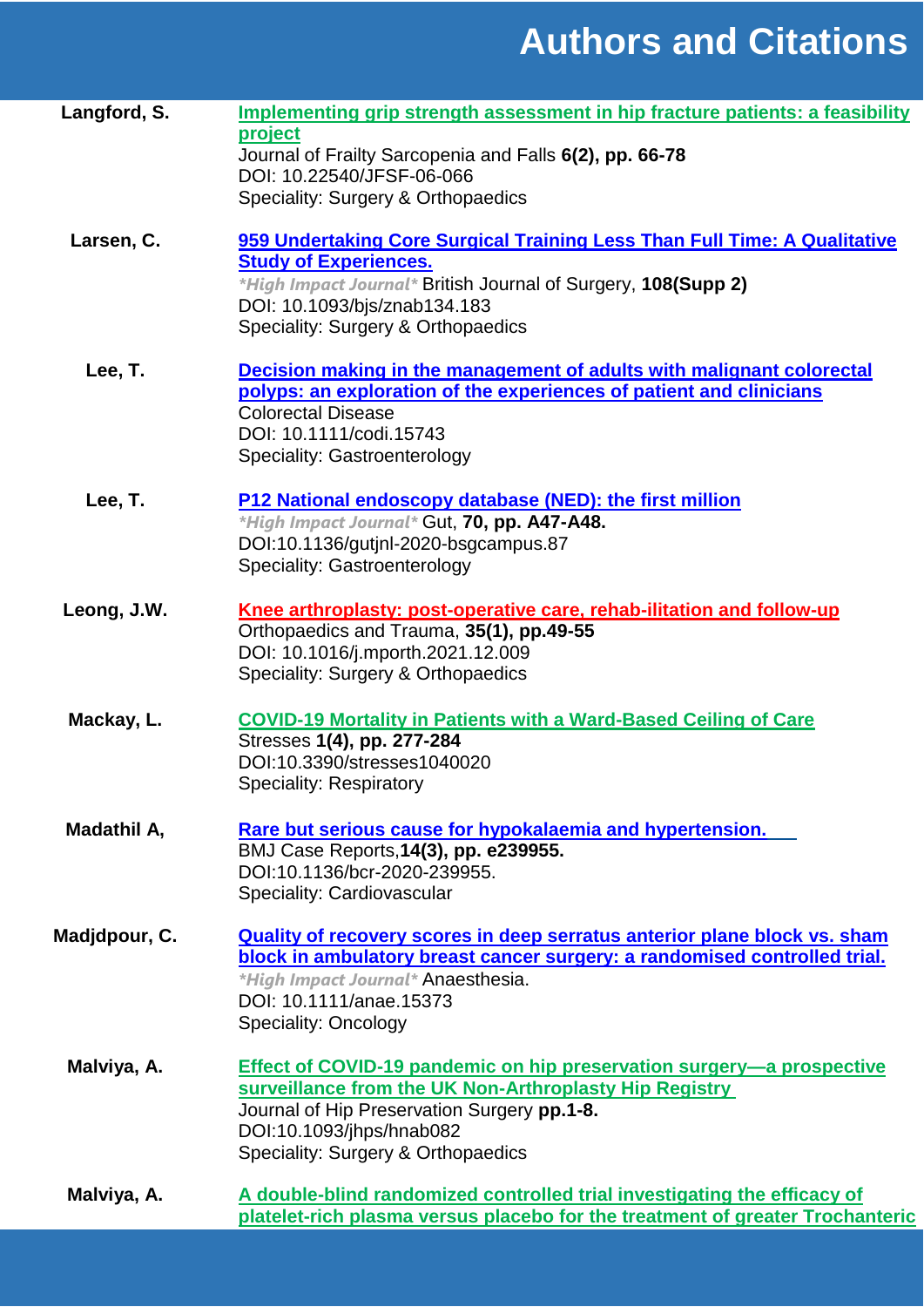# Authors and Citations

**Langford, S.**

[Implementing grip strength assessment in hip fracture patients: a feasibility project]
Journal of Frailty Sarcopenia and Falls **6(2), pp. 66-78**
DOI: 10.22540/JFSF-06-066
Speciality: Surgery & Orthopaedics

**Larsen, C.**

[959 Undertaking Core Surgical Training Less Than Full Time: A Qualitative Study of Experiences.]
*\*High Impact Journal\** British Journal of Surgery, **108(Supp 2)**
DOI: 10.1093/bjs/znab134.183
Speciality: Surgery & Orthopaedics

**Lee, T.**

[Decision making in the management of adults with malignant colorectal polyps: an exploration of the experiences of patient and clinicians]
Colorectal Disease
DOI: 10.1111/codi.15743
Speciality: Gastroenterology

**Lee, T.**

[P12 National endoscopy database (NED): the first million]
*\*High Impact Journal\** Gut, **70, pp. A47-A48.**
DOI:10.1136/gutjnl-2020-bsgcampus.87
Speciality: Gastroenterology

**Leong, J.W.**

[Knee arthroplasty: post-operative care, rehab-ilitation and follow-up]
Orthopaedics and Trauma, **35(1), pp.49-55**
DOI: 10.1016/j.mporth.2021.12.009
Speciality: Surgery & Orthopaedics

**Mackay, L.**

[COVID-19 Mortality in Patients with a Ward-Based Ceiling of Care]
Stresses **1(4), pp. 277-284**
DOI:10.3390/stresses1040020
Speciality: Respiratory

**Madathil A,**

[Rare but serious cause for hypokalaemia and hypertension.]
BMJ Case Reports,**14(3), pp. e239955.**
DOI:10.1136/bcr-2020-239955.
Speciality: Cardiovascular

**Madjdpour, C.**

[Quality of recovery scores in deep serratus anterior plane block vs. sham block in ambulatory breast cancer surgery: a randomised controlled trial.]
*\*High Impact Journal\** Anaesthesia.
DOI: 10.1111/anae.15373
Speciality: Oncology

**Malviya, A.**

[Effect of COVID-19 pandemic on hip preservation surgery—a prospective surveillance from the UK Non-Arthroplasty Hip Registry]
Journal of Hip Preservation Surgery **pp.1-8.**
DOI:10.1093/jhps/hnab082
Speciality: Surgery & Orthopaedics

**Malviya, A.**

[A double-blind randomized controlled trial investigating the efficacy of platelet-rich plasma versus placebo for the treatment of greater Trochanteric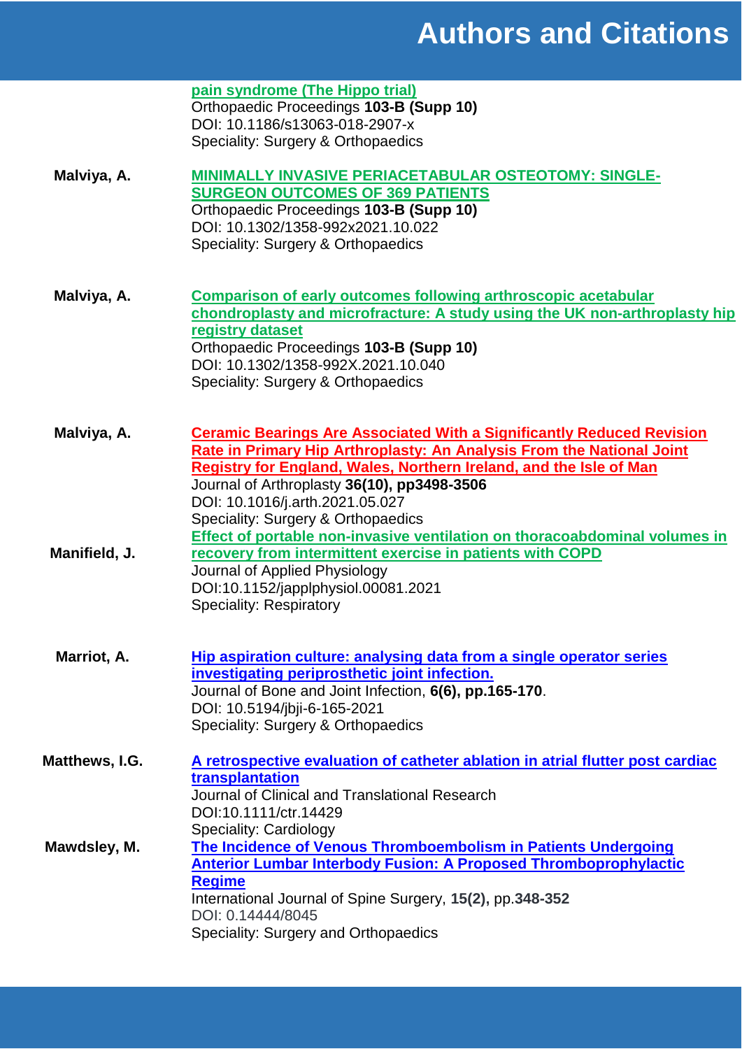**pain syndrome (The Hippo trial)**
Orthopaedic Proceedings **103-B (Supp 10)**
DOI: 10.1186/s13063-018-2907-x
Speciality: Surgery & Orthopaedics

**Malviya, A.**

**MINIMALLY INVASIVE PERIACETABULAR OSTEOTOMY: SINGLE-SURGEON OUTCOMES OF 369 PATIENTS**
Orthopaedic Proceedings **103-B (Supp 10)**
DOI: 10.1302/1358-992x2021.10.022
Speciality: Surgery & Orthopaedics

**Malviya, A.**

**Comparison of early outcomes following arthroscopic acetabular chondroplasty and microfracture: A study using the UK non-arthroplasty hip registry dataset**
Orthopaedic Proceedings **103-B (Supp 10)**
DOI: 10.1302/1358-992X.2021.10.040
Speciality: Surgery & Orthopaedics

**Malviya, A.**

**Ceramic Bearings Are Associated With a Significantly Reduced Revision Rate in Primary Hip Arthroplasty: An Analysis From the National Joint Registry for England, Wales, Northern Ireland, and the Isle of Man**
Journal of Arthroplasty **36(10), pp3498-3506**
DOI: 10.1016/j.arth.2021.05.027
Speciality: Surgery & Orthopaedics

**Manifield, J.**

**Effect of portable non-invasive ventilation on thoracoabdominal volumes in recovery from intermittent exercise in patients with COPD**
Journal of Applied Physiology
DOI:10.1152/japplphysiol.00081.2021
Speciality: Respiratory

**Marriot, A.**

**Hip aspiration culture: analysing data from a single operator series investigating periprosthetic joint infection.**
Journal of Bone and Joint Infection, **6(6), pp.165-170**.
DOI: 10.5194/jbji-6-165-2021
Speciality: Surgery & Orthopaedics

**Matthews, I.G.**

**A retrospective evaluation of catheter ablation in atrial flutter post cardiac transplantation**
Journal of Clinical and Translational Research
DOI:10.1111/ctr.14429
Speciality: Cardiology

**Mawdsley, M.**

**The Incidence of Venous Thromboembolism in Patients Undergoing Anterior Lumbar Interbody Fusion: A Proposed Thromboprophylactic Regime**
International Journal of Spine Surgery, **15(2),** pp.**348-352**
DOI: 0.14444/8045
Speciality: Surgery and Orthopaedics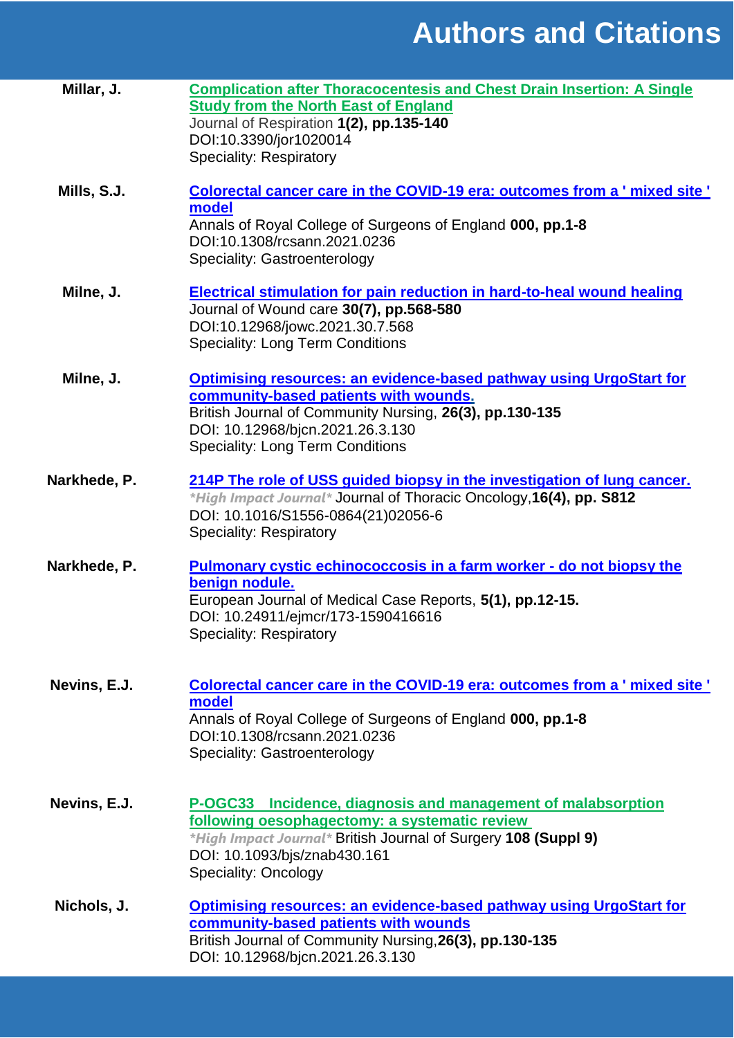# Authors and Citations

**Millar, J.**

**Complication after Thoracocentesis and Chest Drain Insertion: A Single Study from the North East of England**
Journal of Respiration **1(2), pp.135-140**
DOI:10.3390/jor1020014
Speciality: Respiratory

**Mills, S.J.**

**Colorectal cancer care in the COVID-19 era: outcomes from a ' mixed site ' model**
Annals of Royal College of Surgeons of England **000, pp.1-8**
DOI:10.1308/rcsann.2021.0236
Speciality: Gastroenterology

**Milne, J.**

**Electrical stimulation for pain reduction in hard-to-heal wound healing**
Journal of Wound care **30(7), pp.568-580**
DOI:10.12968/jowc.2021.30.7.568
Speciality: Long Term Conditions

**Milne, J.**

**Optimising resources: an evidence-based pathway using UrgoStart for community-based patients with wounds.**
British Journal of Community Nursing, **26(3), pp.130-135**
DOI: 10.12968/bjcn.2021.26.3.130
Speciality: Long Term Conditions

**Narkhede, P.**

**214P The role of USS guided biopsy in the investigation of lung cancer.**
*\*High Impact Journal\** Journal of Thoracic Oncology,**16(4), pp. S812**
DOI: 10.1016/S1556-0864(21)02056-6
Speciality: Respiratory

**Narkhede, P.**

**Pulmonary cystic echinococcosis in a farm worker - do not biopsy the benign nodule.**
European Journal of Medical Case Reports, **5(1), pp.12-15.**
DOI: 10.24911/ejmcr/173-1590416616
Speciality: Respiratory

**Nevins, E.J.**

**Colorectal cancer care in the COVID-19 era: outcomes from a ' mixed site ' model**
Annals of Royal College of Surgeons of England **000, pp.1-8**
DOI:10.1308/rcsann.2021.0236
Speciality: Gastroenterology

**Nevins, E.J.**

**P-OGC33 Incidence, diagnosis and management of malabsorption following oesophagectomy: a systematic review**
*\*High Impact Journal\** British Journal of Surgery **108 (Suppl 9)**
DOI: 10.1093/bjs/znab430.161
Speciality: Oncology

**Nichols, J.**

**Optimising resources: an evidence-based pathway using UrgoStart for community-based patients with wounds**
British Journal of Community Nursing,**26(3), pp.130-135**
DOI: 10.12968/bjcn.2021.26.3.130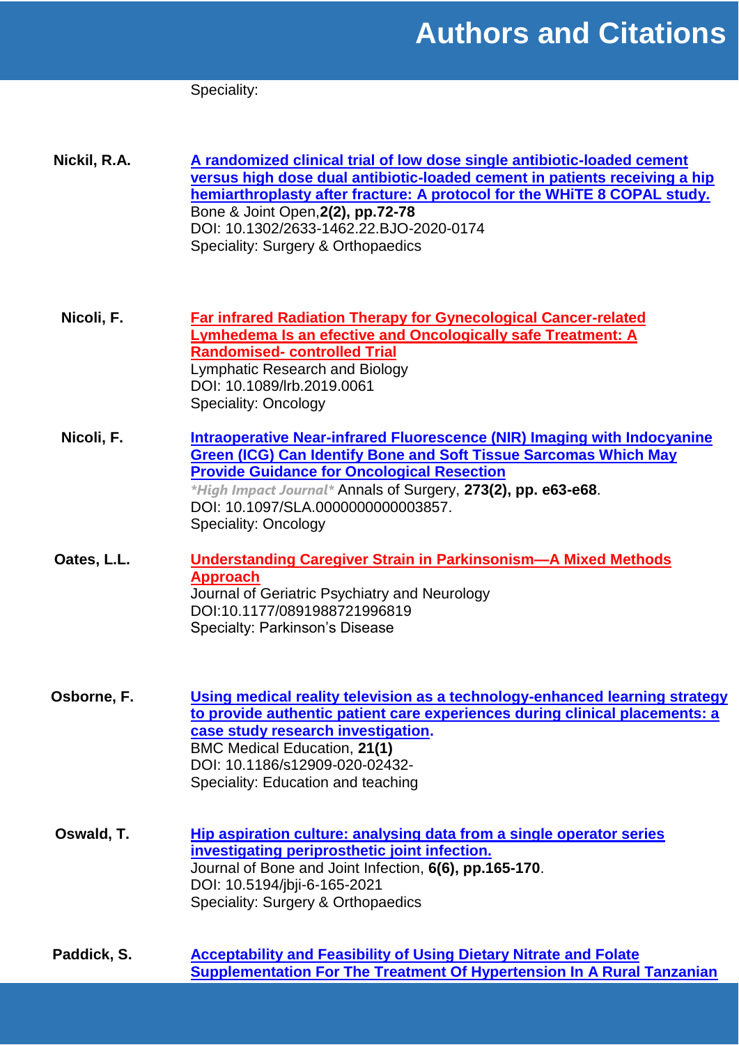Speciality:

**Nickil, R.A.**

**[A randomized clinical trial of low dose single antibiotic-loaded cement versus high dose dual antibiotic-loaded cement in patients receiving a hip hemiarthroplasty after fracture: A protocol for the WHiTE 8 COPAL study.]**
Bone & Joint Open,**2(2), pp.72-78**
DOI: 10.1302/2633-1462.22.BJO-2020-0174
Speciality: Surgery & Orthopaedics

**Nicoli, F.**

**[Far infrared Radiation Therapy for Gynecological Cancer-related Lymhedema Is an efective and Oncologically safe Treatment: A Randomised- controlled Trial]**
Lymphatic Research and Biology
DOI: 10.1089/lrb.2019.0061
Speciality: Oncology

**Nicoli, F.**

**[Intraoperative Near-infrared Fluorescence (NIR) Imaging with Indocyanine Green (ICG) Can Identify Bone and Soft Tissue Sarcomas Which May Provide Guidance for Oncological Resection]**
*\*High Impact Journal\** Annals of Surgery, **273(2), pp. e63-e68**.
DOI: 10.1097/SLA.0000000000003857.
Speciality: Oncology

**Oates, L.L.**

**[Understanding Caregiver Strain in Parkinsonism—A Mixed Methods Approach]**
Journal of Geriatric Psychiatry and Neurology
DOI:10.1177/0891988721996819
Specialty: Parkinson's Disease

**Osborne, F.**

**[Using medical reality television as a technology-enhanced learning strategy to provide authentic patient care experiences during clinical placements: a case study research investigation].**
BMC Medical Education, **21(1)**
DOI: 10.1186/s12909-020-02432-
Speciality: Education and teaching

**Oswald, T.**

**[Hip aspiration culture: analysing data from a single operator series investigating periprosthetic joint infection.]**
Journal of Bone and Joint Infection, **6(6), pp.165-170**.
DOI: 10.5194/jbji-6-165-2021
Speciality: Surgery & Orthopaedics

**Paddick, S.**

**[Acceptability and Feasibility of Using Dietary Nitrate and Folate Supplementation For The Treatment Of Hypertension In A Rural Tanzanian]**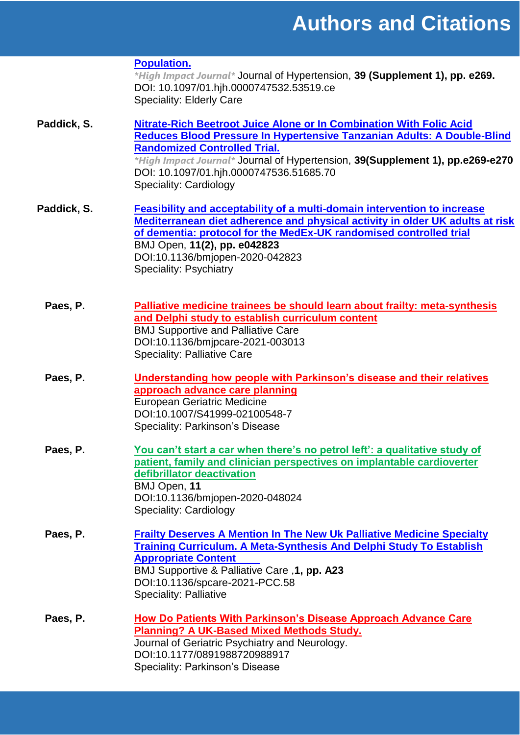**Population.**
*\*High Impact Journal\** Journal of Hypertension, **39 (Supplement 1), pp. e269.**
DOI: 10.1097/01.hjh.0000747532.53519.ce
Speciality: Elderly Care

**Paddick, S.**

**Nitrate-Rich Beetroot Juice Alone or In Combination With Folic Acid Reduces Blood Pressure In Hypertensive Tanzanian Adults: A Double-Blind Randomized Controlled Trial.**
*\*High Impact Journal\** Journal of Hypertension, **39(Supplement 1), pp.e269-e270**
DOI: 10.1097/01.hjh.0000747536.51685.70
Speciality: Cardiology

**Paddick, S.**

**Feasibility and acceptability of a multi-domain intervention to increase Mediterranean diet adherence and physical activity in older UK adults at risk of dementia: protocol for the MedEx-UK randomised controlled trial**
BMJ Open, **11(2), pp. e042823**
DOI:10.1136/bmjopen-2020-042823
Speciality: Psychiatry

**Paes, P.**

**Palliative medicine trainees be should learn about frailty: meta-synthesis and Delphi study to establish curriculum content**
BMJ Supportive and Palliative Care
DOI:10.1136/bmjpcare-2021-003013
Speciality: Palliative Care

**Paes, P.**

**Understanding how people with Parkinson's disease and their relatives approach advance care planning**
European Geriatric Medicine
DOI:10.1007/S41999-02100548-7
Speciality: Parkinson's Disease

**Paes, P.**

**You can't start a car when there's no petrol left': a qualitative study of patient, family and clinician perspectives on implantable cardioverter defibrillator deactivation**
BMJ Open, **11**
DOI:10.1136/bmjopen-2020-048024
Speciality: Cardiology

**Paes, P.**

**Frailty Deserves A Mention In The New Uk Palliative Medicine Specialty Training Curriculum. A Meta-Synthesis And Delphi Study To Establish Appropriate Content**
BMJ Supportive & Palliative Care ,**1, pp. A23**
DOI:10.1136/spcare-2021-PCC.58
Speciality: Palliative

**Paes, P.**

**How Do Patients With Parkinson's Disease Approach Advance Care Planning? A UK-Based Mixed Methods Study.**
Journal of Geriatric Psychiatry and Neurology.
DOI:10.1177/0891988720988917
Speciality: Parkinson's Disease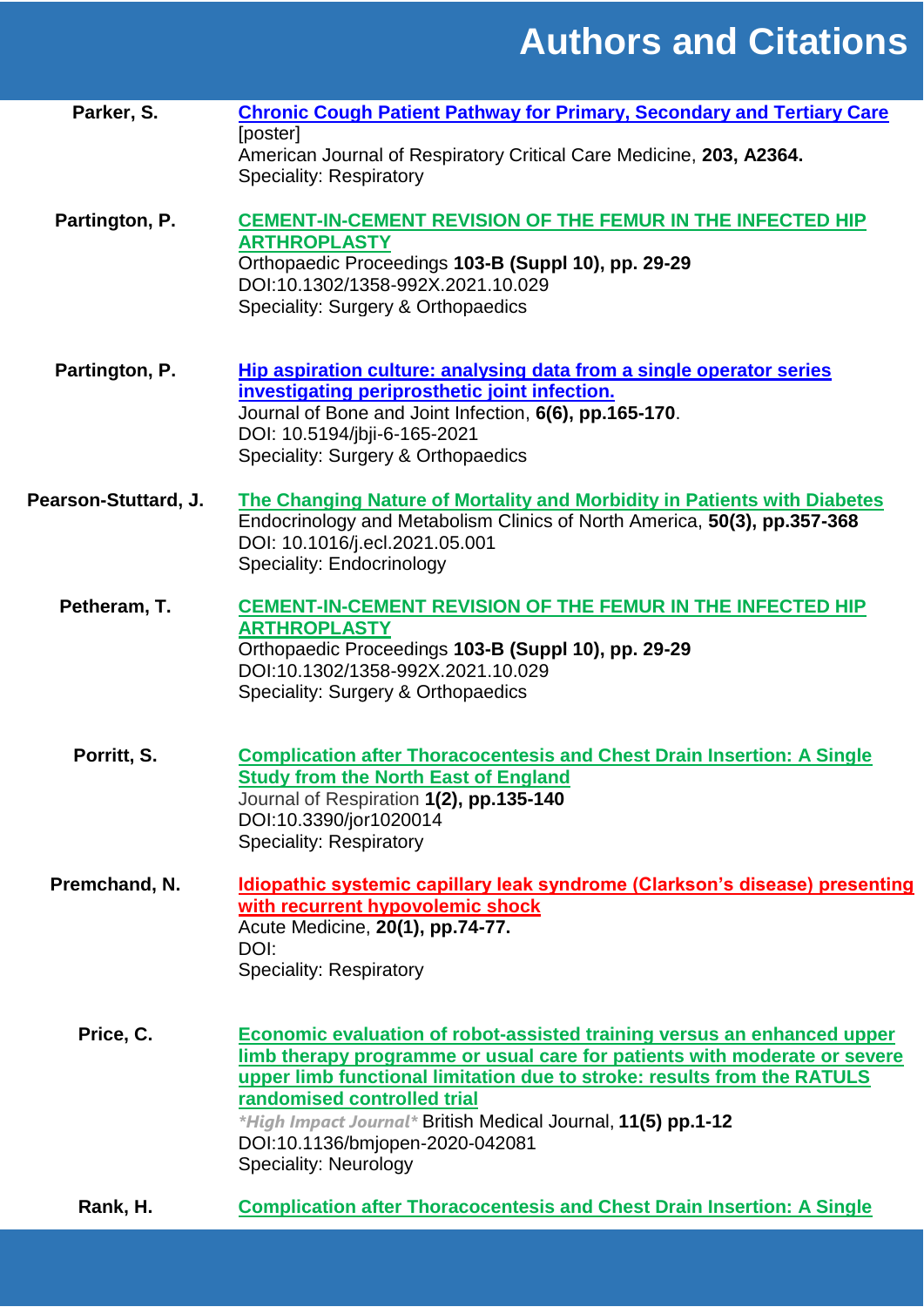# Authors and Citations

**Parker, S.**

**Chronic Cough Patient Pathway for Primary, Secondary and Tertiary Care**
[poster]
American Journal of Respiratory Critical Care Medicine, **203, A2364.**
Speciality: Respiratory

**Partington, P.**

**CEMENT-IN-CEMENT REVISION OF THE FEMUR IN THE INFECTED HIP ARTHROPLASTY**
Orthopaedic Proceedings **103-B (Suppl 10), pp. 29-29**
DOI:10.1302/1358-992X.2021.10.029
Speciality: Surgery & Orthopaedics

**Partington, P.**

**Hip aspiration culture: analysing data from a single operator series investigating periprosthetic joint infection.**
Journal of Bone and Joint Infection, **6(6), pp.165-170**.
DOI: 10.5194/jbji-6-165-2021
Speciality: Surgery & Orthopaedics

**Pearson-Stuttard, J.**

**The Changing Nature of Mortality and Morbidity in Patients with Diabetes**
Endocrinology and Metabolism Clinics of North America, **50(3), pp.357-368**
DOI: 10.1016/j.ecl.2021.05.001
Speciality: Endocrinology

**Petheram, T.**

**CEMENT-IN-CEMENT REVISION OF THE FEMUR IN THE INFECTED HIP ARTHROPLASTY**
Orthopaedic Proceedings **103-B (Suppl 10), pp. 29-29**
DOI:10.1302/1358-992X.2021.10.029
Speciality: Surgery & Orthopaedics

**Porritt, S.**

**Complication after Thoracocentesis and Chest Drain Insertion: A Single Study from the North East of England**
Journal of Respiration **1(2), pp.135-140**
DOI:10.3390/jor1020014
Speciality: Respiratory

**Premchand, N.**

**Idiopathic systemic capillary leak syndrome (Clarkson's disease) presenting with recurrent hypovolemic shock**
Acute Medicine, **20(1), pp.74-77.**
DOI:
Speciality: Respiratory

**Price, C.**

**Economic evaluation of robot-assisted training versus an enhanced upper limb therapy programme or usual care for patients with moderate or severe upper limb functional limitation due to stroke: results from the RATULS randomised controlled trial**
*\*High Impact Journal\** British Medical Journal, **11(5) pp.1-12**
DOI:10.1136/bmjopen-2020-042081
Speciality: Neurology

**Rank, H.**

**Complication after Thoracocentesis and Chest Drain Insertion: A Single**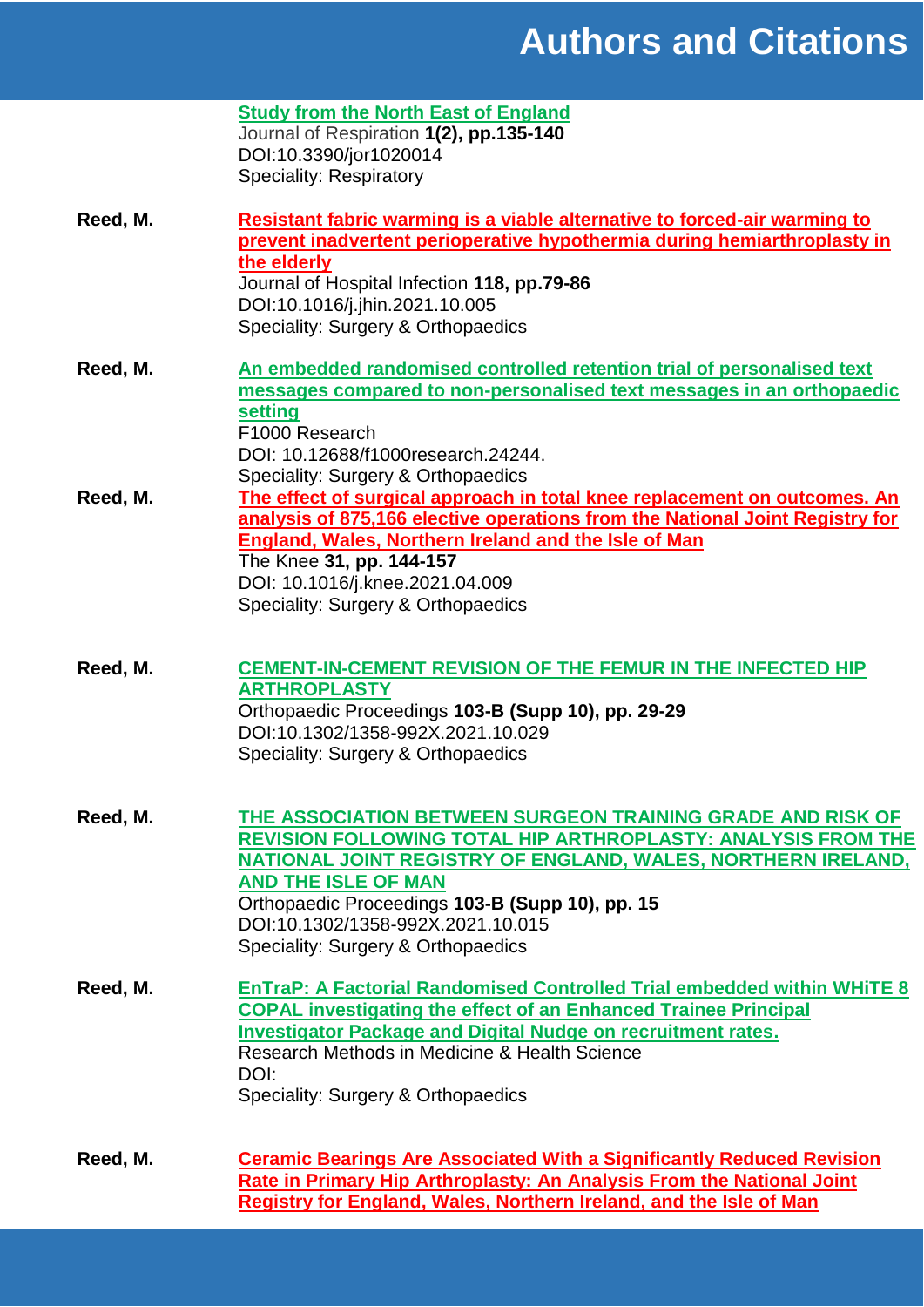**Study from the North East of England**
Journal of Respiration **1(2), pp.135-140**
DOI:10.3390/jor1020014
Speciality: Respiratory

**Reed, M.**

**Resistant fabric warming is a viable alternative to forced-air warming to prevent inadvertent perioperative hypothermia during hemiarthroplasty in the elderly**
Journal of Hospital Infection **118, pp.79-86**
DOI:10.1016/j.jhin.2021.10.005
Speciality: Surgery & Orthopaedics

**Reed, M.**

**An embedded randomised controlled retention trial of personalised text messages compared to non-personalised text messages in an orthopaedic setting**
F1000 Research
DOI: 10.12688/f1000research.24244.
Speciality: Surgery & Orthopaedics

**Reed, M.**

**The effect of surgical approach in total knee replacement on outcomes. An analysis of 875,166 elective operations from the National Joint Registry for England, Wales, Northern Ireland and the Isle of Man**
The Knee **31, pp. 144-157**
DOI: 10.1016/j.knee.2021.04.009
Speciality: Surgery & Orthopaedics

**Reed, M.**

**CEMENT-IN-CEMENT REVISION OF THE FEMUR IN THE INFECTED HIP ARTHROPLASTY**
Orthopaedic Proceedings **103-B (Supp 10), pp. 29-29**
DOI:10.1302/1358-992X.2021.10.029
Speciality: Surgery & Orthopaedics

**Reed, M.**

**THE ASSOCIATION BETWEEN SURGEON TRAINING GRADE AND RISK OF REVISION FOLLOWING TOTAL HIP ARTHROPLASTY: ANALYSIS FROM THE NATIONAL JOINT REGISTRY OF ENGLAND, WALES, NORTHERN IRELAND, AND THE ISLE OF MAN**
Orthopaedic Proceedings **103-B (Supp 10), pp. 15**
DOI:10.1302/1358-992X.2021.10.015
Speciality: Surgery & Orthopaedics

**Reed, M.**

**EnTraP: A Factorial Randomised Controlled Trial embedded within WHiTE 8 COPAL investigating the effect of an Enhanced Trainee Principal Investigator Package and Digital Nudge on recruitment rates.**
Research Methods in Medicine & Health Science
DOI:
Speciality: Surgery & Orthopaedics

**Reed, M.**

**Ceramic Bearings Are Associated With a Significantly Reduced Revision Rate in Primary Hip Arthroplasty: An Analysis From the National Joint Registry for England, Wales, Northern Ireland, and the Isle of Man**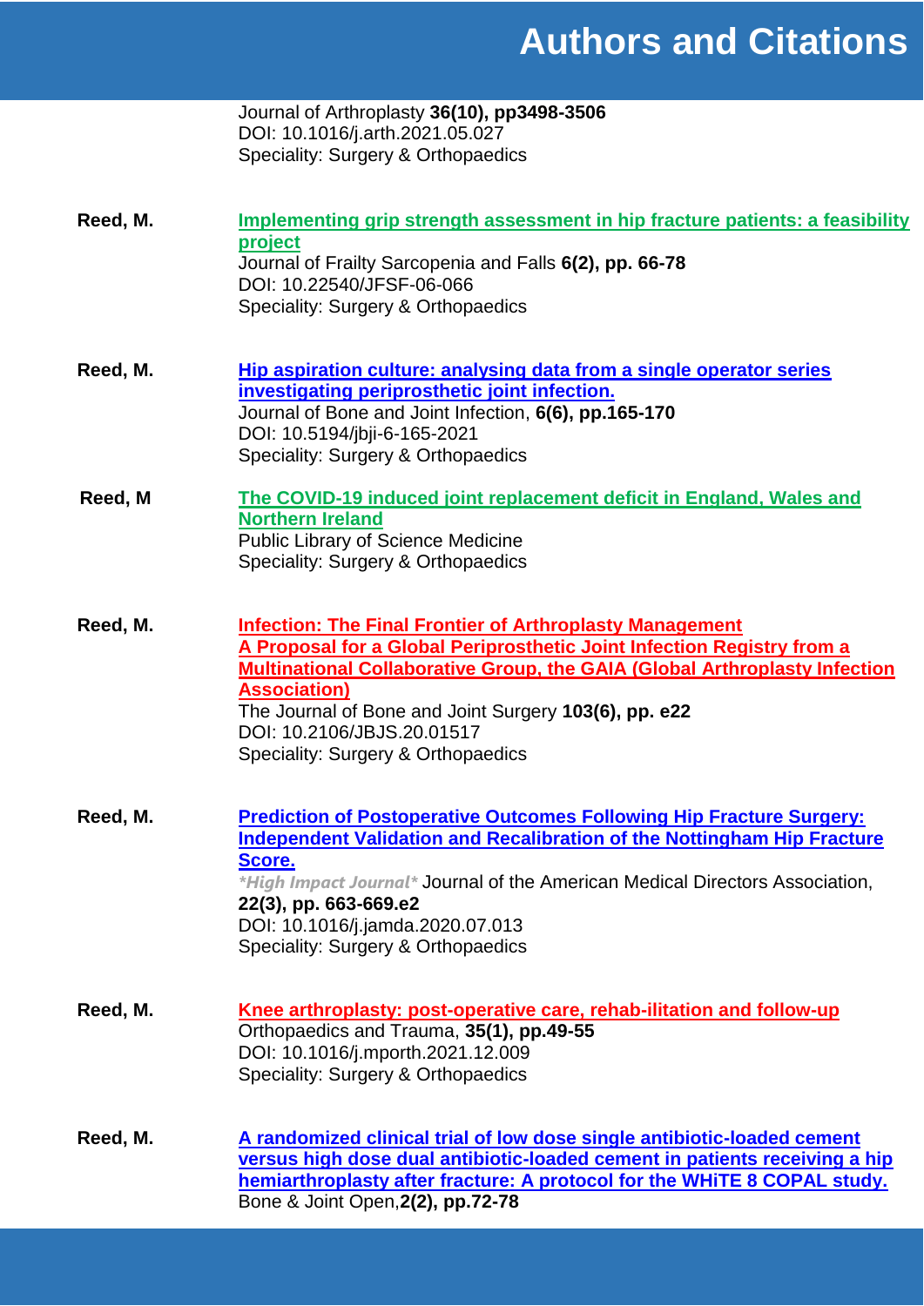# Authors and Citations

Journal of Arthroplasty **36(10), pp3498-3506**
DOI: 10.1016/j.arth.2021.05.027
Speciality: Surgery & Orthopaedics

**Reed, M.**

**Implementing grip strength assessment in hip fracture patients: a feasibility project**
Journal of Frailty Sarcopenia and Falls **6(2), pp. 66-78**
DOI: 10.22540/JFSF-06-066
Speciality: Surgery & Orthopaedics

**Reed, M.**

**Hip aspiration culture: analysing data from a single operator series investigating periprosthetic joint infection.**
Journal of Bone and Joint Infection, **6(6), pp.165-170**
DOI: 10.5194/jbji-6-165-2021
Speciality: Surgery & Orthopaedics

**Reed, M**

**The COVID-19 induced joint replacement deficit in England, Wales and Northern Ireland**
Public Library of Science Medicine
Speciality: Surgery & Orthopaedics

**Reed, M.**

**Infection: The Final Frontier of Arthroplasty Management**
**A Proposal for a Global Periprosthetic Joint Infection Registry from a Multinational Collaborative Group, the GAIA (Global Arthroplasty Infection Association)**
The Journal of Bone and Joint Surgery **103(6), pp. e22**
DOI: 10.2106/JBJS.20.01517
Speciality: Surgery & Orthopaedics

**Reed, M.**

**Prediction of Postoperative Outcomes Following Hip Fracture Surgery: Independent Validation and Recalibration of the Nottingham Hip Fracture Score.**
*\*High Impact Journal\** Journal of the American Medical Directors Association, **22(3), pp. 663-669.e2**
DOI: 10.1016/j.jamda.2020.07.013
Speciality: Surgery & Orthopaedics

**Reed, M.**

**Knee arthroplasty: post-operative care, rehab-ilitation and follow-up**
Orthopaedics and Trauma, **35(1), pp.49-55**
DOI: 10.1016/j.mporth.2021.12.009
Speciality: Surgery & Orthopaedics

**Reed, M.**

**A randomized clinical trial of low dose single antibiotic-loaded cement versus high dose dual antibiotic-loaded cement in patients receiving a hip hemiarthroplasty after fracture: A protocol for the WHiTE 8 COPAL study.**
Bone & Joint Open,**2(2), pp.72-78**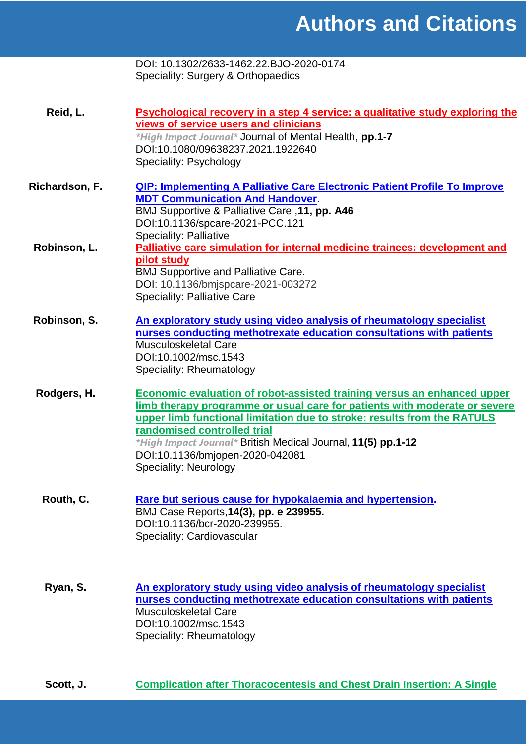DOI: 10.1302/2633-1462.22.BJO-2020-0174
Speciality: Surgery & Orthopaedics

**Reid, L.**

**Psychological recovery in a step 4 service: a qualitative study exploring the views of service users and clinicians**
*\*High Impact Journal\** Journal of Mental Health, **pp.1-7**
DOI:10.1080/09638237.2021.1922640
Speciality: Psychology

**Richardson, F.**

**QIP: Implementing A Palliative Care Electronic Patient Profile To Improve MDT Communication And Handover**.
BMJ Supportive & Palliative Care ,**11, pp. A46**
DOI:10.1136/spcare-2021-PCC.121
Speciality: Palliative

**Robinson, L.**

**Palliative care simulation for internal medicine trainees: development and pilot study**
BMJ Supportive and Palliative Care.
DOI: 10.1136/bmjspcare-2021-003272
Speciality: Palliative Care

**Robinson, S.**

**An exploratory study using video analysis of rheumatology specialist nurses conducting methotrexate education consultations with patients**
Musculoskeletal Care
DOI:10.1002/msc.1543
Speciality: Rheumatology

**Rodgers, H.**

**Economic evaluation of robot-assisted training versus an enhanced upper limb therapy programme or usual care for patients with moderate or severe upper limb functional limitation due to stroke: results from the RATULS randomised controlled trial**
*\*High Impact Journal\** British Medical Journal, **11(5) pp.1-12**
DOI:10.1136/bmjopen-2020-042081
Speciality: Neurology

**Routh, C.**

**Rare but serious cause for hypokalaemia and hypertension.**
BMJ Case Reports,**14(3), pp. e 239955.**
DOI:10.1136/bcr-2020-239955.
Speciality: Cardiovascular

**Ryan, S.**

**An exploratory study using video analysis of rheumatology specialist nurses conducting methotrexate education consultations with patients**
Musculoskeletal Care
DOI:10.1002/msc.1543
Speciality: Rheumatology

**Scott, J.**

**Complication after Thoracocentesis and Chest Drain Insertion: A Single**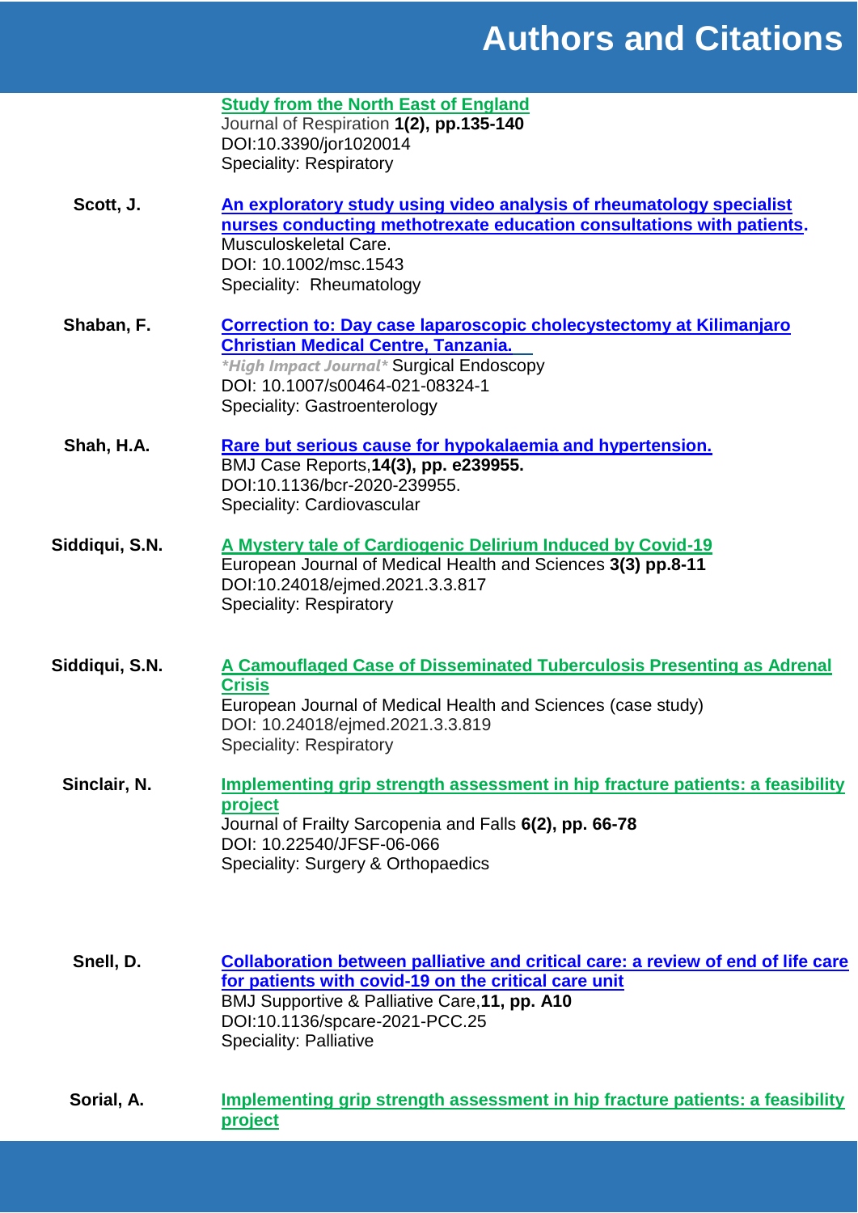# Authors and Citations

**Study from the North East of England**
Journal of Respiration **1(2), pp.135-140**
DOI:10.3390/jor1020014
Speciality: Respiratory

**Scott, J.**

**An exploratory study using video analysis of rheumatology specialist nurses conducting methotrexate education consultations with patients.**
Musculoskeletal Care.
DOI: 10.1002/msc.1543
Speciality: Rheumatology

**Shaban, F.**

**Correction to: Day case laparoscopic cholecystectomy at Kilimanjaro Christian Medical Centre, Tanzania.**
*\*High Impact Journal\** Surgical Endoscopy
DOI: 10.1007/s00464-021-08324-1
Speciality: Gastroenterology

**Shah, H.A.**

**Rare but serious cause for hypokalaemia and hypertension.**
BMJ Case Reports,**14(3), pp. e239955.**
DOI:10.1136/bcr-2020-239955.
Speciality: Cardiovascular

**Siddiqui, S.N.**

**A Mystery tale of Cardiogenic Delirium Induced by Covid-19**
European Journal of Medical Health and Sciences **3(3) pp.8-11**
DOI:10.24018/ejmed.2021.3.3.817
Speciality: Respiratory

**Siddiqui, S.N.**

**A Camouflaged Case of Disseminated Tuberculosis Presenting as Adrenal Crisis**
European Journal of Medical Health and Sciences (case study)
DOI: 10.24018/ejmed.2021.3.3.819
Speciality: Respiratory

**Sinclair, N.**

**Implementing grip strength assessment in hip fracture patients: a feasibility project**
Journal of Frailty Sarcopenia and Falls **6(2), pp. 66-78**
DOI: 10.22540/JFSF-06-066
Speciality: Surgery & Orthopaedics

**Snell, D.**

**Collaboration between palliative and critical care: a review of end of life care for patients with covid-19 on the critical care unit**
BMJ Supportive & Palliative Care,**11, pp. A10**
DOI:10.1136/spcare-2021-PCC.25
Speciality: Palliative

**Sorial, A.**

**Implementing grip strength assessment in hip fracture patients: a feasibility project**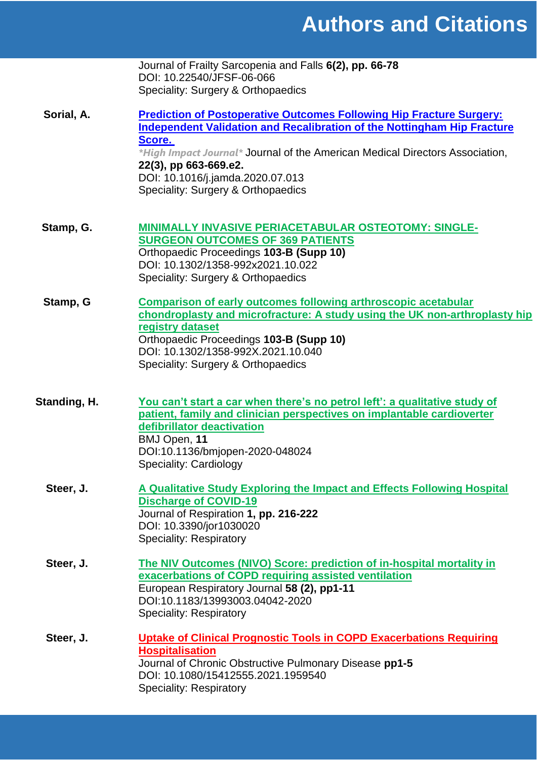Journal of Frailty Sarcopenia and Falls **6(2), pp. 66-78**
DOI: 10.22540/JFSF-06-066
Speciality: Surgery & Orthopaedics

**Sorial, A.**

**Prediction of Postoperative Outcomes Following Hip Fracture Surgery: Independent Validation and Recalibration of the Nottingham Hip Fracture Score.**
*\*High Impact Journal\** Journal of the American Medical Directors Association, **22(3), pp 663-669.e2.**
DOI: 10.1016/j.jamda.2020.07.013
Speciality: Surgery & Orthopaedics

**Stamp, G.**

**MINIMALLY INVASIVE PERIACETABULAR OSTEOTOMY: SINGLE-SURGEON OUTCOMES OF 369 PATIENTS**
Orthopaedic Proceedings **103-B (Supp 10)**
DOI: 10.1302/1358-992x2021.10.022
Speciality: Surgery & Orthopaedics

**Stamp, G**

**Comparison of early outcomes following arthroscopic acetabular chondroplasty and microfracture: A study using the UK non-arthroplasty hip registry dataset**
Orthopaedic Proceedings **103-B (Supp 10)**
DOI: 10.1302/1358-992X.2021.10.040
Speciality: Surgery & Orthopaedics

**Standing, H.**

**You can't start a car when there's no petrol left': a qualitative study of patient, family and clinician perspectives on implantable cardioverter defibrillator deactivation**
BMJ Open, **11**
DOI:10.1136/bmjopen-2020-048024
Speciality: Cardiology

**Steer, J.**

**A Qualitative Study Exploring the Impact and Effects Following Hospital Discharge of COVID-19**
Journal of Respiration **1, pp. 216-222**
DOI: 10.3390/jor1030020
Speciality: Respiratory

**Steer, J.**

**The NIV Outcomes (NIVO) Score: prediction of in-hospital mortality in exacerbations of COPD requiring assisted ventilation**
European Respiratory Journal **58 (2), pp1-11**
DOI:10.1183/13993003.04042-2020
Speciality: Respiratory

**Steer, J.**

**Uptake of Clinical Prognostic Tools in COPD Exacerbations Requiring Hospitalisation**
Journal of Chronic Obstructive Pulmonary Disease **pp1-5**
DOI: 10.1080/15412555.2021.1959540
Speciality: Respiratory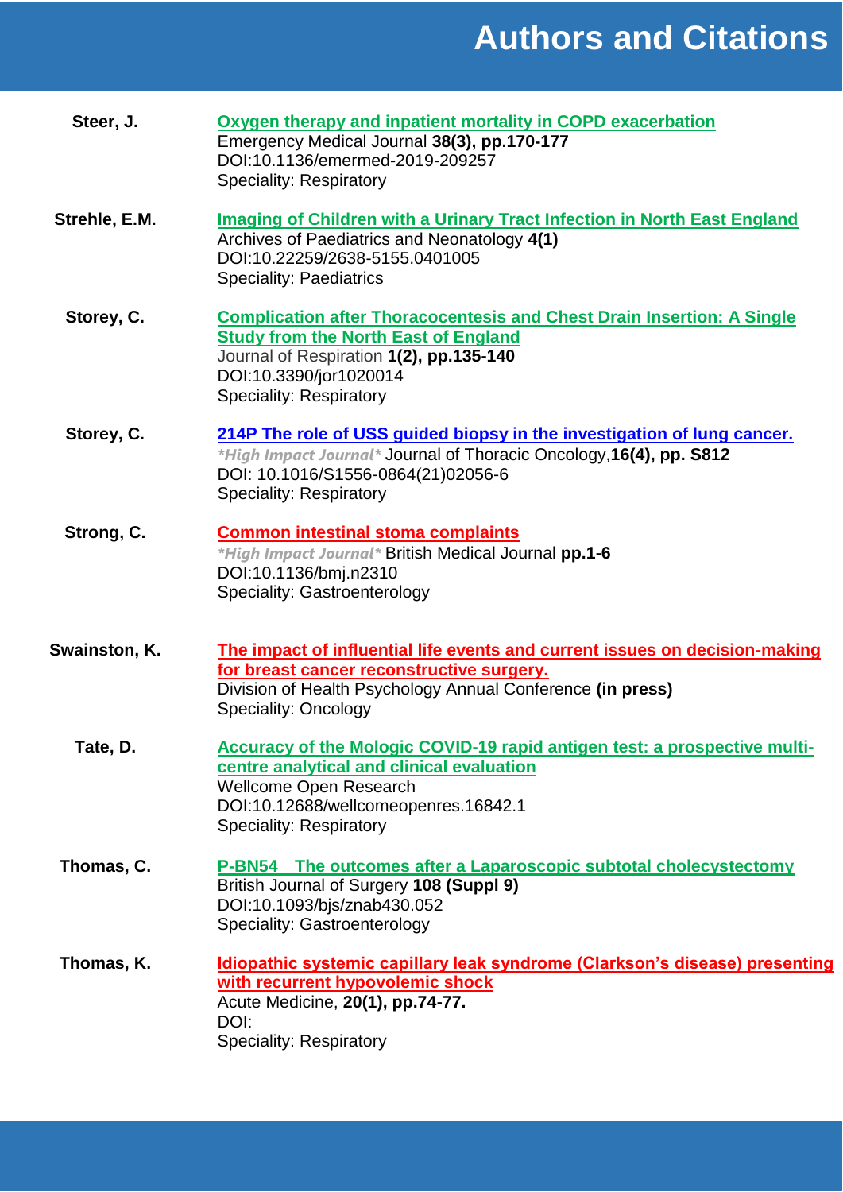# Authors and Citations

**Steer, J.**

**Oxygen therapy and inpatient mortality in COPD exacerbation**
Emergency Medical Journal **38(3), pp.170-177**
DOI:10.1136/emermed-2019-209257
Speciality: Respiratory

**Strehle, E.M.**

**Imaging of Children with a Urinary Tract Infection in North East England**
Archives of Paediatrics and Neonatology **4(1)**
DOI:10.22259/2638-5155.0401005
Speciality: Paediatrics

**Storey, C.**

**Complication after Thoracocentesis and Chest Drain Insertion: A Single Study from the North East of England**
Journal of Respiration **1(2), pp.135-140**
DOI:10.3390/jor1020014
Speciality: Respiratory

**Storey, C.**

**214P The role of USS guided biopsy in the investigation of lung cancer.**
*\*High Impact Journal\** Journal of Thoracic Oncology,**16(4), pp. S812**
DOI: 10.1016/S1556-0864(21)02056-6
Speciality: Respiratory

**Strong, C.**

**Common intestinal stoma complaints**
*\*High Impact Journal\** British Medical Journal **pp.1-6**
DOI:10.1136/bmj.n2310
Speciality: Gastroenterology

**Swainston, K.**

**The impact of influential life events and current issues on decision-making for breast cancer reconstructive surgery.**
Division of Health Psychology Annual Conference **(in press)**
Speciality: Oncology

**Tate, D.**

**Accuracy of the Mologic COVID-19 rapid antigen test: a prospective multi-centre analytical and clinical evaluation**
Wellcome Open Research
DOI:10.12688/wellcomeopenres.16842.1
Speciality: Respiratory

**Thomas, C.**

**P-BN54 The outcomes after a Laparoscopic subtotal cholecystectomy**
British Journal of Surgery **108 (Suppl 9)**
DOI:10.1093/bjs/znab430.052
Speciality: Gastroenterology

**Thomas, K.**

**Idiopathic systemic capillary leak syndrome (Clarkson's disease) presenting with recurrent hypovolemic shock**
Acute Medicine, **20(1), pp.74-77.**
DOI:
Speciality: Respiratory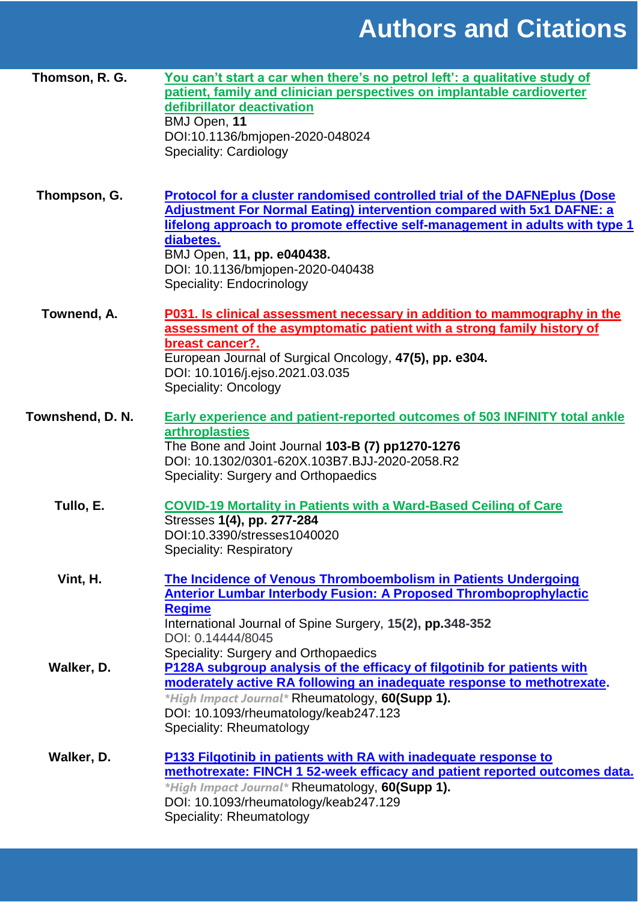# Authors and Citations

**Thomson, R. G.**

[You can't start a car when there's no petrol left': a qualitative study of patient, family and clinician perspectives on implantable cardioverter defibrillator deactivation](#)
BMJ Open, **11**
DOI:10.1136/bmjopen-2020-048024
Speciality: Cardiology

**Thompson, G.**

[Protocol for a cluster randomised controlled trial of the DAFNEplus (Dose Adjustment For Normal Eating) intervention compared with 5x1 DAFNE: a lifelong approach to promote effective self-management in adults with type 1 diabetes.](#)
BMJ Open, **11, pp. e040438.**
DOI: 10.1136/bmjopen-2020-040438
Speciality: Endocrinology

**Townend, A.**

[P031. Is clinical assessment necessary in addition to mammography in the assessment of the asymptomatic patient with a strong family history of breast cancer?.](#)
European Journal of Surgical Oncology, **47(5), pp. e304.**
DOI: 10.1016/j.ejso.2021.03.035
Speciality: Oncology

**Townshend, D. N.**

[Early experience and patient-reported outcomes of 503 INFINITY total ankle arthroplasties](#)
The Bone and Joint Journal **103-B (7) pp1270-1276**
DOI: 10.1302/0301-620X.103B7.BJJ-2020-2058.R2
Speciality: Surgery and Orthopaedics

**Tullo, E.**

[COVID-19 Mortality in Patients with a Ward-Based Ceiling of Care](#)
Stresses **1(4), pp. 277-284**
DOI:10.3390/stresses1040020
Speciality: Respiratory

**Vint, H.**

[The Incidence of Venous Thromboembolism in Patients Undergoing Anterior Lumbar Interbody Fusion: A Proposed Thromboprophylactic Regime](#)
International Journal of Spine Surgery, **15(2), pp.348-352**
DOI: 0.14444/8045
Speciality: Surgery and Orthopaedics

**Walker, D.**

[P128A subgroup analysis of the efficacy of filgotinib for patients with moderately active RA following an inadequate response to methotrexate.](#)
*\*High Impact Journal\** Rheumatology, **60(Supp 1).**
DOI: 10.1093/rheumatology/keab247.123
Speciality: Rheumatology

**Walker, D.**

[P133 Filgotinib in patients with RA with inadequate response to methotrexate: FINCH 1 52-week efficacy and patient reported outcomes data.](#)
*\*High Impact Journal\** Rheumatology, **60(Supp 1).**
DOI: 10.1093/rheumatology/keab247.129
Speciality: Rheumatology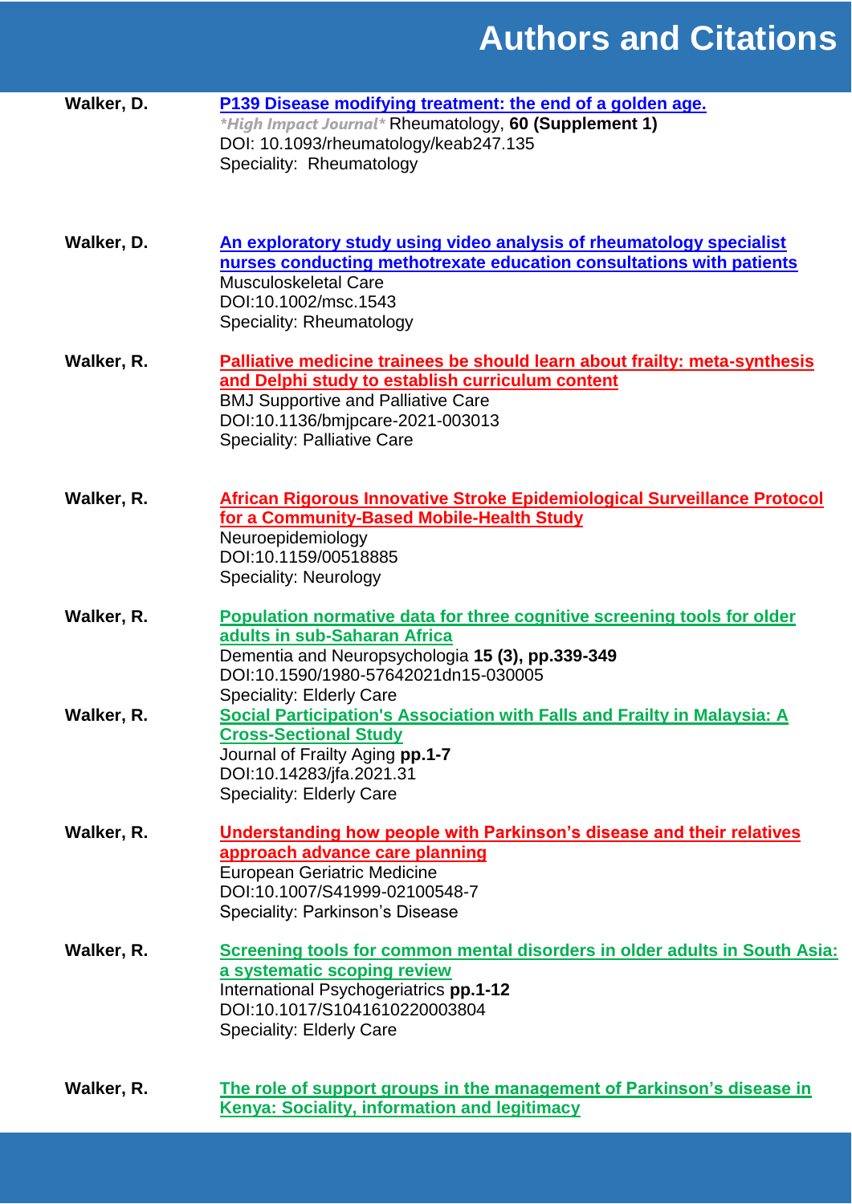# Authors and Citations

**Walker, D.**

**P139 Disease modifying treatment: the end of a golden age.**
*\*High Impact Journal\** Rheumatology, **60 (Supplement 1)**
DOI: 10.1093/rheumatology/keab247.135
Speciality: Rheumatology

**Walker, D.**

**An exploratory study using video analysis of rheumatology specialist nurses conducting methotrexate education consultations with patients**
Musculoskeletal Care
DOI:10.1002/msc.1543
Speciality: Rheumatology

**Walker, R.**

**Palliative medicine trainees be should learn about frailty: meta-synthesis and Delphi study to establish curriculum content**
BMJ Supportive and Palliative Care
DOI:10.1136/bmjpcare-2021-003013
Speciality: Palliative Care

**Walker, R.**

**African Rigorous Innovative Stroke Epidemiological Surveillance Protocol for a Community-Based Mobile-Health Study**
Neuroepidemiology
DOI:10.1159/00518885
Speciality: Neurology

**Walker, R.**

**Population normative data for three cognitive screening tools for older adults in sub-Saharan Africa**
Dementia and Neuropsychologia **15 (3), pp.339-349**
DOI:10.1590/1980-57642021dn15-030005
Speciality: Elderly Care

**Walker, R.**

**Social Participation's Association with Falls and Frailty in Malaysia: A Cross-Sectional Study**
Journal of Frailty Aging **pp.1-7**
DOI:10.14283/jfa.2021.31
Speciality: Elderly Care

**Walker, R.**

**Understanding how people with Parkinson's disease and their relatives approach advance care planning**
European Geriatric Medicine
DOI:10.1007/S41999-02100548-7
Speciality: Parkinson's Disease

**Walker, R.**

**Screening tools for common mental disorders in older adults in South Asia: a systematic scoping review**
International Psychogeriatrics **pp.1-12**
DOI:10.1017/S1041610220003804
Speciality: Elderly Care

**Walker, R.**

**The role of support groups in the management of Parkinson's disease in Kenya: Sociality, information and legitimacy**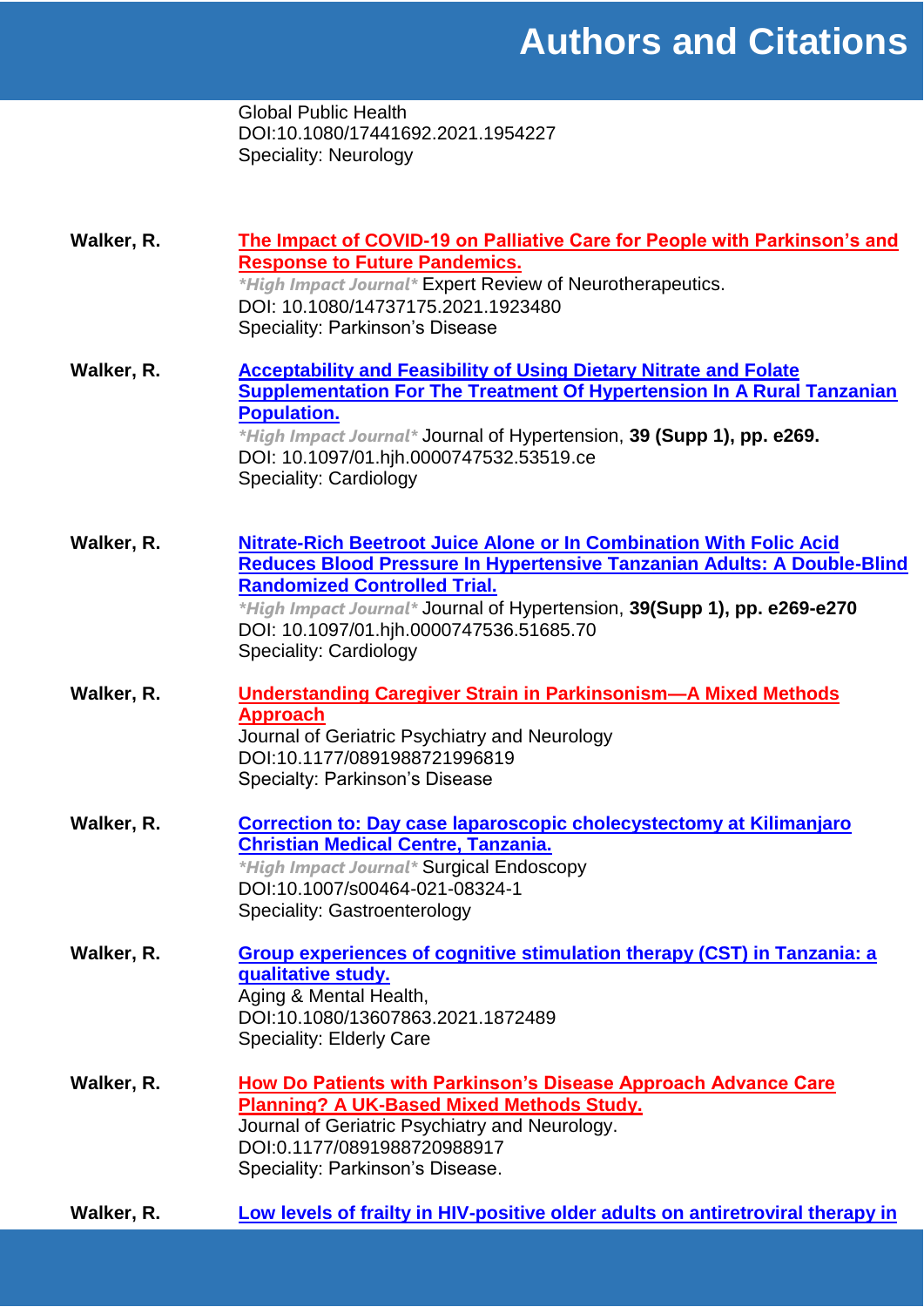Global Public Health
DOI:10.1080/17441692.2021.1954227
Speciality: Neurology

**Walker, R.**

**The Impact of COVID-19 on Palliative Care for People with Parkinson's and Response to Future Pandemics.**
*\*High Impact Journal\** Expert Review of Neurotherapeutics.
DOI: 10.1080/14737175.2021.1923480
Speciality: Parkinson's Disease

**Walker, R.**

**Acceptability and Feasibility of Using Dietary Nitrate and Folate Supplementation For The Treatment Of Hypertension In A Rural Tanzanian Population.**
*\*High Impact Journal\** Journal of Hypertension, **39 (Supp 1), pp. e269.**
DOI: 10.1097/01.hjh.0000747532.53519.ce
Speciality: Cardiology

**Walker, R.**

**Nitrate-Rich Beetroot Juice Alone or In Combination With Folic Acid Reduces Blood Pressure In Hypertensive Tanzanian Adults: A Double-Blind Randomized Controlled Trial.**
*\*High Impact Journal\** Journal of Hypertension, **39(Supp 1), pp. e269-e270**
DOI: 10.1097/01.hjh.0000747536.51685.70
Speciality: Cardiology

**Walker, R.**

**Understanding Caregiver Strain in Parkinsonism—A Mixed Methods Approach**
Journal of Geriatric Psychiatry and Neurology
DOI:10.1177/0891988721996819
Specialty: Parkinson's Disease

**Walker, R.**

**Correction to: Day case laparoscopic cholecystectomy at Kilimanjaro Christian Medical Centre, Tanzania.**
*\*High Impact Journal\** Surgical Endoscopy
DOI:10.1007/s00464-021-08324-1
Speciality: Gastroenterology

**Walker, R.**

**Group experiences of cognitive stimulation therapy (CST) in Tanzania: a qualitative study.**
Aging & Mental Health,
DOI:10.1080/13607863.2021.1872489
Speciality: Elderly Care

**Walker, R.**

**How Do Patients with Parkinson's Disease Approach Advance Care Planning? A UK-Based Mixed Methods Study.**
Journal of Geriatric Psychiatry and Neurology.
DOI:0.1177/0891988720988917
Speciality: Parkinson's Disease.

**Walker, R.**

**Low levels of frailty in HIV-positive older adults on antiretroviral therapy in**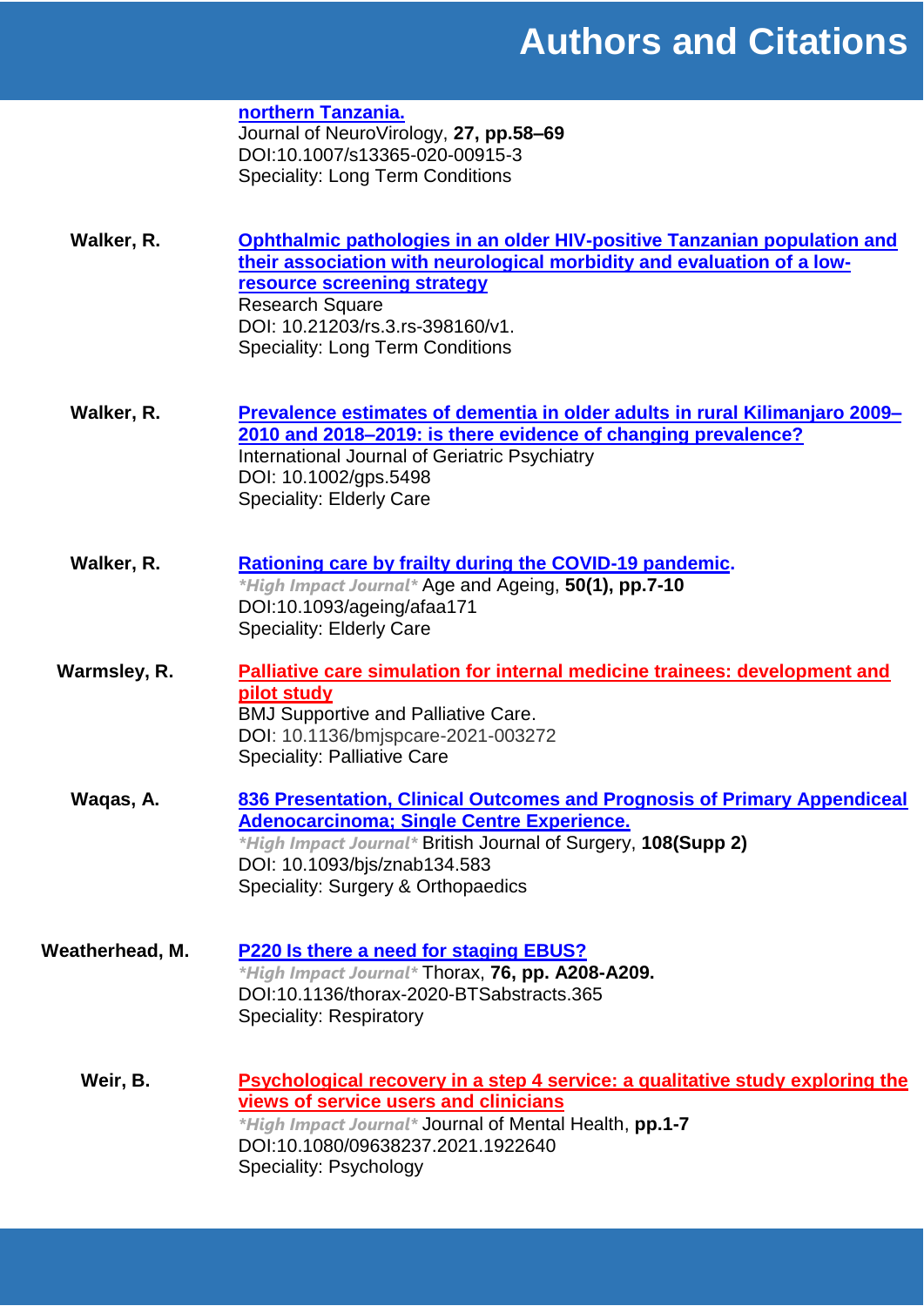**northern Tanzania.**
Journal of NeuroVirology, **27, pp.58–69**
DOI:10.1007/s13365-020-00915-3
Speciality: Long Term Conditions

**Walker, R.**

**Ophthalmic pathologies in an older HIV-positive Tanzanian population and their association with neurological morbidity and evaluation of a low-resource screening strategy**
Research Square
DOI: 10.21203/rs.3.rs-398160/v1.
Speciality: Long Term Conditions

**Walker, R.**

**Prevalence estimates of dementia in older adults in rural Kilimanjaro 2009–2010 and 2018–2019: is there evidence of changing prevalence?**
International Journal of Geriatric Psychiatry
DOI: 10.1002/gps.5498
Speciality: Elderly Care

**Walker, R.**

**Rationing care by frailty during the COVID-19 pandemic.**
*\*High Impact Journal\** Age and Ageing, **50(1), pp.7-10**
DOI:10.1093/ageing/afaa171
Speciality: Elderly Care

**Warmsley, R.**

**Palliative care simulation for internal medicine trainees: development and pilot study**
BMJ Supportive and Palliative Care.
DOI: 10.1136/bmjspcare-2021-003272
Speciality: Palliative Care

**Waqas, A.**

**836 Presentation, Clinical Outcomes and Prognosis of Primary Appendiceal Adenocarcinoma; Single Centre Experience.**
*\*High Impact Journal\** British Journal of Surgery, **108(Supp 2)**
DOI: 10.1093/bjs/znab134.583
Speciality: Surgery & Orthopaedics

**Weatherhead, M.**

**P220 Is there a need for staging EBUS?**
*\*High Impact Journal\** Thorax, **76, pp. A208-A209.**
DOI:10.1136/thorax-2020-BTSabstracts.365
Speciality: Respiratory

**Weir, B.**

**Psychological recovery in a step 4 service: a qualitative study exploring the views of service users and clinicians**
*\*High Impact Journal\** Journal of Mental Health, **pp.1-7**
DOI:10.1080/09638237.2021.1922640
Speciality: Psychology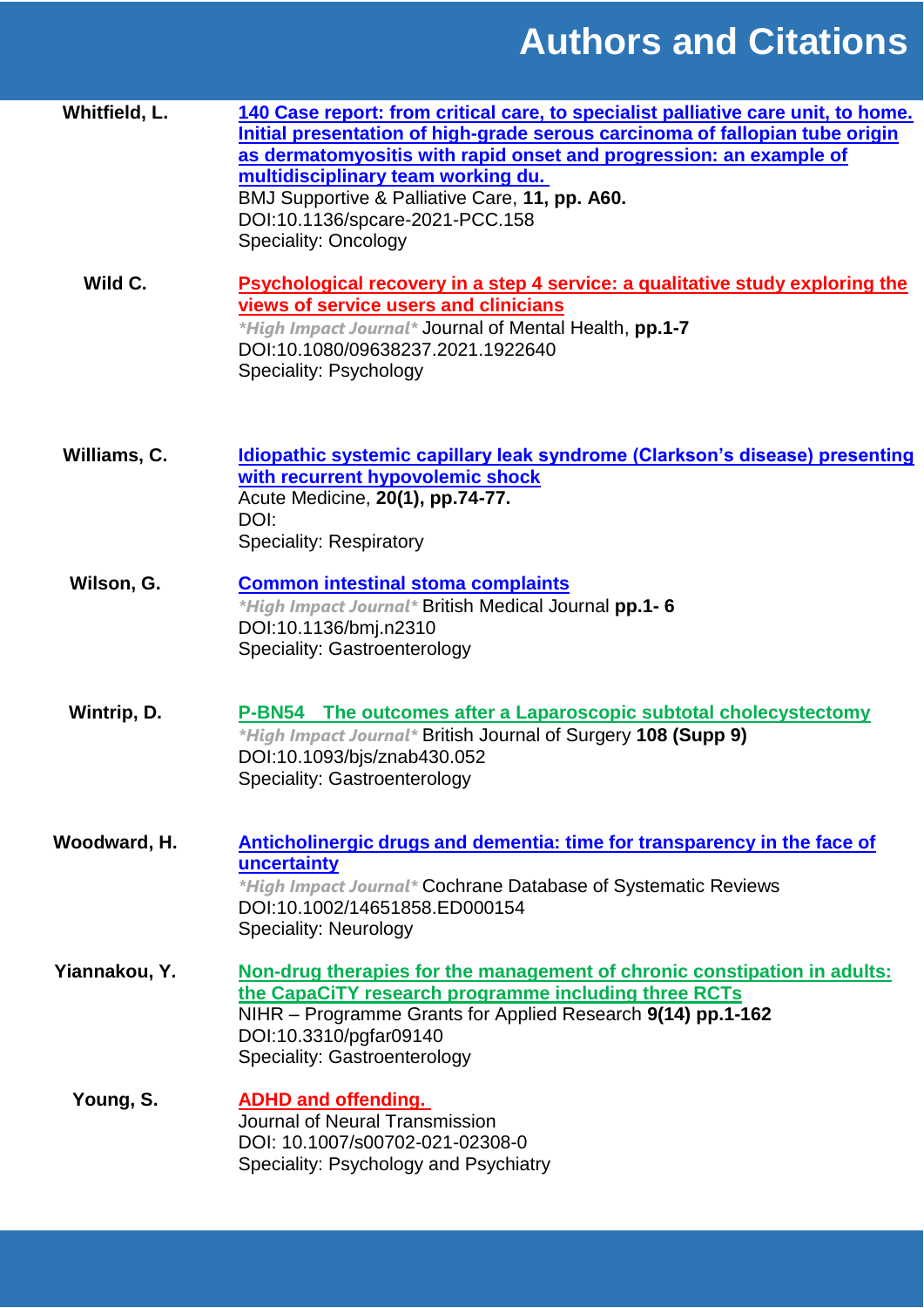# Authors and Citations

**Whitfield, L.**

**140 Case report: from critical care, to specialist palliative care unit, to home. Initial presentation of high-grade serous carcinoma of fallopian tube origin as dermatomyositis with rapid onset and progression: an example of multidisciplinary team working du.**
BMJ Supportive & Palliative Care, **11, pp. A60.**
DOI:10.1136/spcare-2021-PCC.158
Speciality: Oncology

**Wild C.**

**Psychological recovery in a step 4 service: a qualitative study exploring the views of service users and clinicians**
*\*High Impact Journal\** Journal of Mental Health, **pp.1-7**
DOI:10.1080/09638237.2021.1922640
Speciality: Psychology

**Williams, C.**

**Idiopathic systemic capillary leak syndrome (Clarkson's disease) presenting with recurrent hypovolemic shock**
Acute Medicine, **20(1), pp.74-77.**
DOI:
Speciality: Respiratory

**Wilson, G.**

**Common intestinal stoma complaints**
*\*High Impact Journal\** British Medical Journal **pp.1- 6**
DOI:10.1136/bmj.n2310
Speciality: Gastroenterology

**Wintrip, D.**

**P-BN54 The outcomes after a Laparoscopic subtotal cholecystectomy**
*\*High Impact Journal\** British Journal of Surgery **108 (Supp 9)**
DOI:10.1093/bjs/znab430.052
Speciality: Gastroenterology

**Woodward, H.**

**Anticholinergic drugs and dementia: time for transparency in the face of uncertainty**
*\*High Impact Journal\** Cochrane Database of Systematic Reviews
DOI:10.1002/14651858.ED000154
Speciality: Neurology

**Yiannakou, Y.**

**Non-drug therapies for the management of chronic constipation in adults: the CapaCiTY research programme including three RCTs**
NIHR – Programme Grants for Applied Research **9(14) pp.1-162**
DOI:10.3310/pgfar09140
Speciality: Gastroenterology

**Young, S.**

**ADHD and offending.**
Journal of Neural Transmission
DOI: 10.1007/s00702-021-02308-0
Speciality: Psychology and Psychiatry